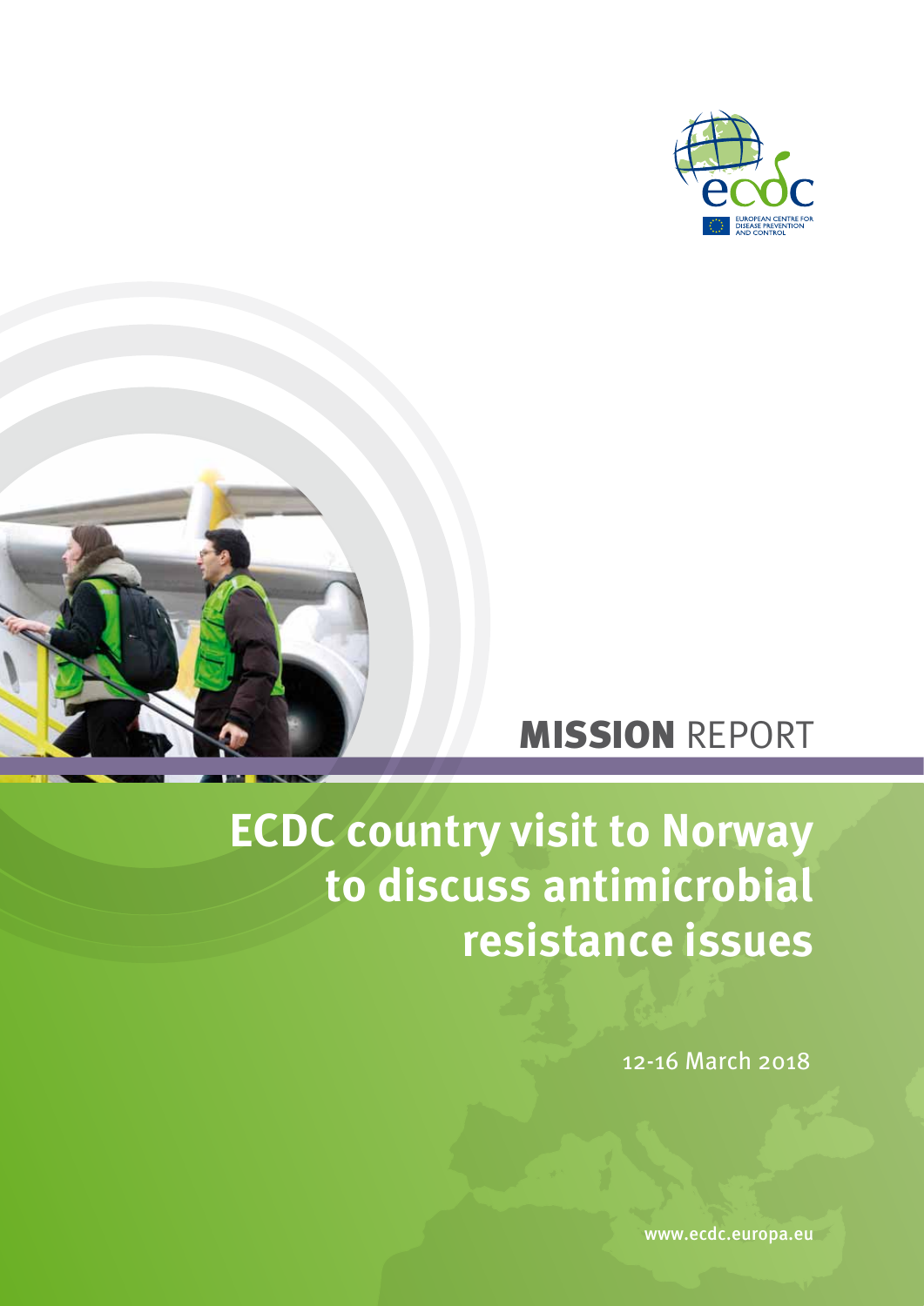EUROPEAN CENTRE FOR DISEASE PREVENTION AND CONTROL

**MISSION** REPORT

# ECDC country visit to Norway to discuss antimicrobial resistance issues

12-16 March 2018

www.ecdc.europa.eu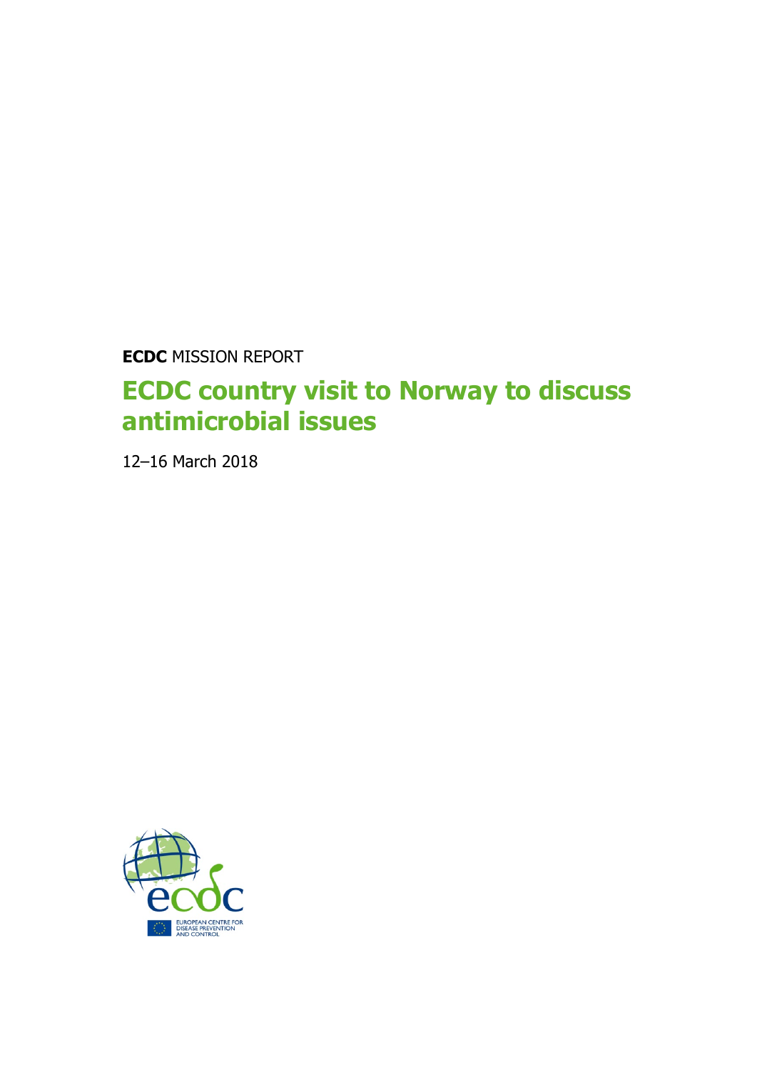**ECDC** MISSION REPORT

# ECDC country visit to Norway to discuss antimicrobial issues

12–16 March 2018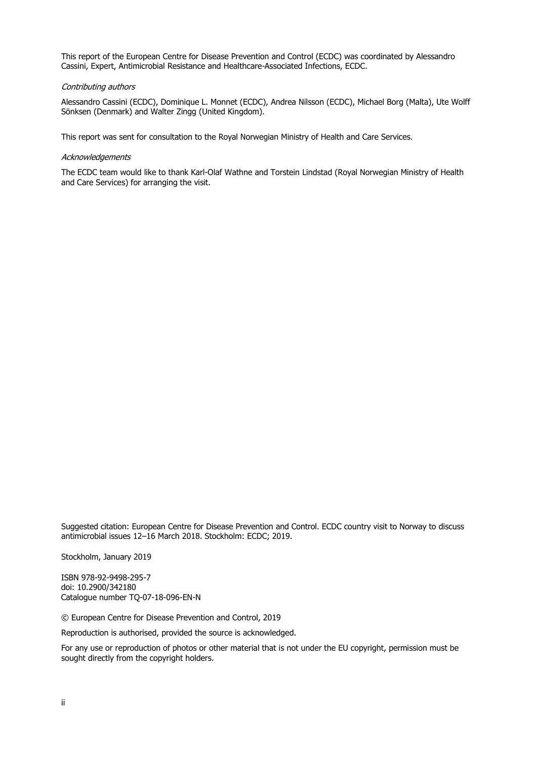This report of the European Centre for Disease Prevention and Control (ECDC) was coordinated by Alessandro Cassini, Expert, Antimicrobial Resistance and Healthcare-Associated Infections, ECDC.

*Contributing authors*

Alessandro Cassini (ECDC), Dominique L. Monnet (ECDC), Andrea Nilsson (ECDC), Michael Borg (Malta), Ute Wolff Sönksen (Denmark) and Walter Zingg (United Kingdom).

This report was sent for consultation to the Royal Norwegian Ministry of Health and Care Services.

*Acknowledgements*

The ECDC team would like to thank Karl-Olaf Wathne and Torstein Lindstad (Royal Norwegian Ministry of Health and Care Services) for arranging the visit.

Suggested citation: European Centre for Disease Prevention and Control. ECDC country visit to Norway to discuss antimicrobial issues 12–16 March 2018. Stockholm: ECDC; 2019.

Stockholm, January 2019

ISBN 978-92-9498-295-7
doi: 10.2900/342180
Catalogue number TQ-07-18-096-EN-N

© European Centre for Disease Prevention and Control, 2019

Reproduction is authorised, provided the source is acknowledged.

For any use or reproduction of photos or other material that is not under the EU copyright, permission must be sought directly from the copyright holders.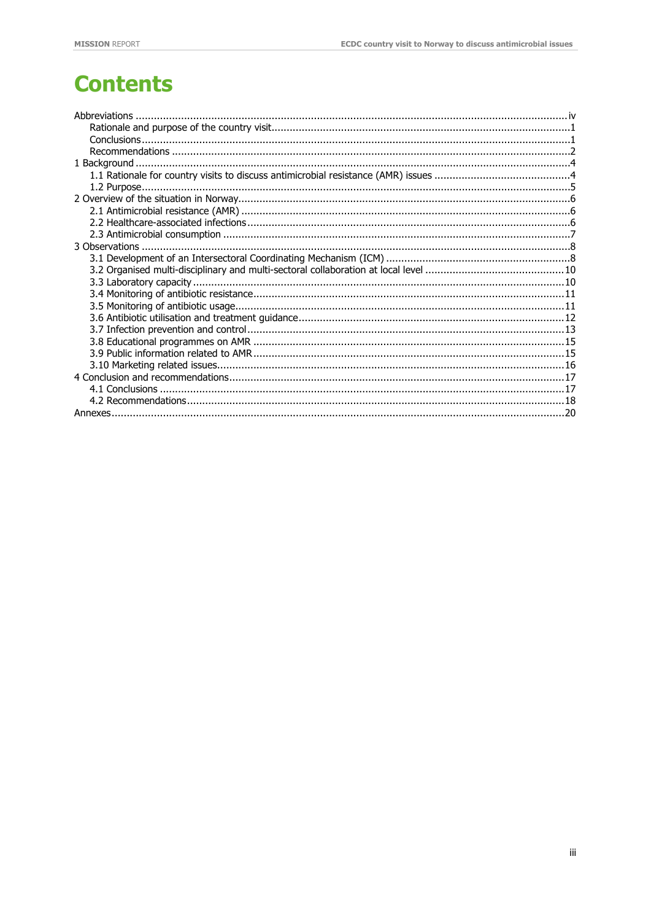# Contents

- Abbreviations ..... iv
  - Rationale and purpose of the country visit ..... 1
  - Conclusions ..... 1
  - Recommendations ..... 2
- 1 Background ..... 4
  - 1.1 Rationale for country visits to discuss antimicrobial resistance (AMR) issues ..... 4
  - 1.2 Purpose ..... 5
- 2 Overview of the situation in Norway ..... 6
  - 2.1 Antimicrobial resistance (AMR) ..... 6
  - 2.2 Healthcare-associated infections ..... 6
  - 2.3 Antimicrobial consumption ..... 7
- 3 Observations ..... 8
  - 3.1 Development of an Intersectoral Coordinating Mechanism (ICM) ..... 8
  - 3.2 Organised multi-disciplinary and multi-sectoral collaboration at local level ..... 10
  - 3.3 Laboratory capacity ..... 10
  - 3.4 Monitoring of antibiotic resistance ..... 11
  - 3.5 Monitoring of antibiotic usage ..... 11
  - 3.6 Antibiotic utilisation and treatment guidance ..... 12
  - 3.7 Infection prevention and control ..... 13
  - 3.8 Educational programmes on AMR ..... 15
  - 3.9 Public information related to AMR ..... 15
  - 3.10 Marketing related issues ..... 16
- 4 Conclusion and recommendations ..... 17
  - 4.1 Conclusions ..... 17
  - 4.2 Recommendations ..... 18
- Annexes ..... 20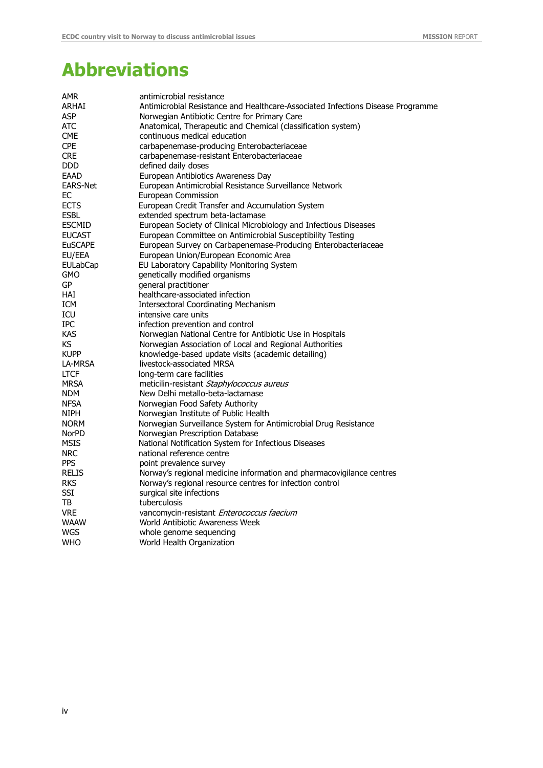# Abbreviations

| | |
|---|---|
| AMR | antimicrobial resistance |
| ARHAI | Antimicrobial Resistance and Healthcare-Associated Infections Disease Programme |
| ASP | Norwegian Antibiotic Centre for Primary Care |
| ATC | Anatomical, Therapeutic and Chemical (classification system) |
| CME | continuous medical education |
| CPE | carbapenemase-producing Enterobacteriaceae |
| CRE | carbapenemase-resistant Enterobacteriaceae |
| DDD | defined daily doses |
| EAAD | European Antibiotics Awareness Day |
| EARS-Net | European Antimicrobial Resistance Surveillance Network |
| EC | European Commission |
| ECTS | European Credit Transfer and Accumulation System |
| ESBL | extended spectrum beta-lactamase |
| ESCMID | European Society of Clinical Microbiology and Infectious Diseases |
| EUCAST | European Committee on Antimicrobial Susceptibility Testing |
| EuSCAPE | European Survey on Carbapenemase-Producing Enterobacteriaceae |
| EU/EEA | European Union/European Economic Area |
| EULabCap | EU Laboratory Capability Monitoring System |
| GMO | genetically modified organisms |
| GP | general practitioner |
| HAI | healthcare-associated infection |
| ICM | Intersectoral Coordinating Mechanism |
| ICU | intensive care units |
| IPC | infection prevention and control |
| KAS | Norwegian National Centre for Antibiotic Use in Hospitals |
| KS | Norwegian Association of Local and Regional Authorities |
| KUPP | knowledge-based update visits (academic detailing) |
| LA-MRSA | livestock-associated MRSA |
| LTCF | long-term care facilities |
| MRSA | meticilin-resistant *Staphylococcus aureus* |
| NDM | New Delhi metallo-beta-lactamase |
| NFSA | Norwegian Food Safety Authority |
| NIPH | Norwegian Institute of Public Health |
| NORM | Norwegian Surveillance System for Antimicrobial Drug Resistance |
| NorPD | Norwegian Prescription Database |
| MSIS | National Notification System for Infectious Diseases |
| NRC | national reference centre |
| PPS | point prevalence survey |
| RELIS | Norway's regional medicine information and pharmacovigilance centres |
| RKS | Norway's regional resource centres for infection control |
| SSI | surgical site infections |
| TB | tuberculosis |
| VRE | vancomycin-resistant *Enterococcus faecium* |
| WAAW | World Antibiotic Awareness Week |
| WGS | whole genome sequencing |
| WHO | World Health Organization |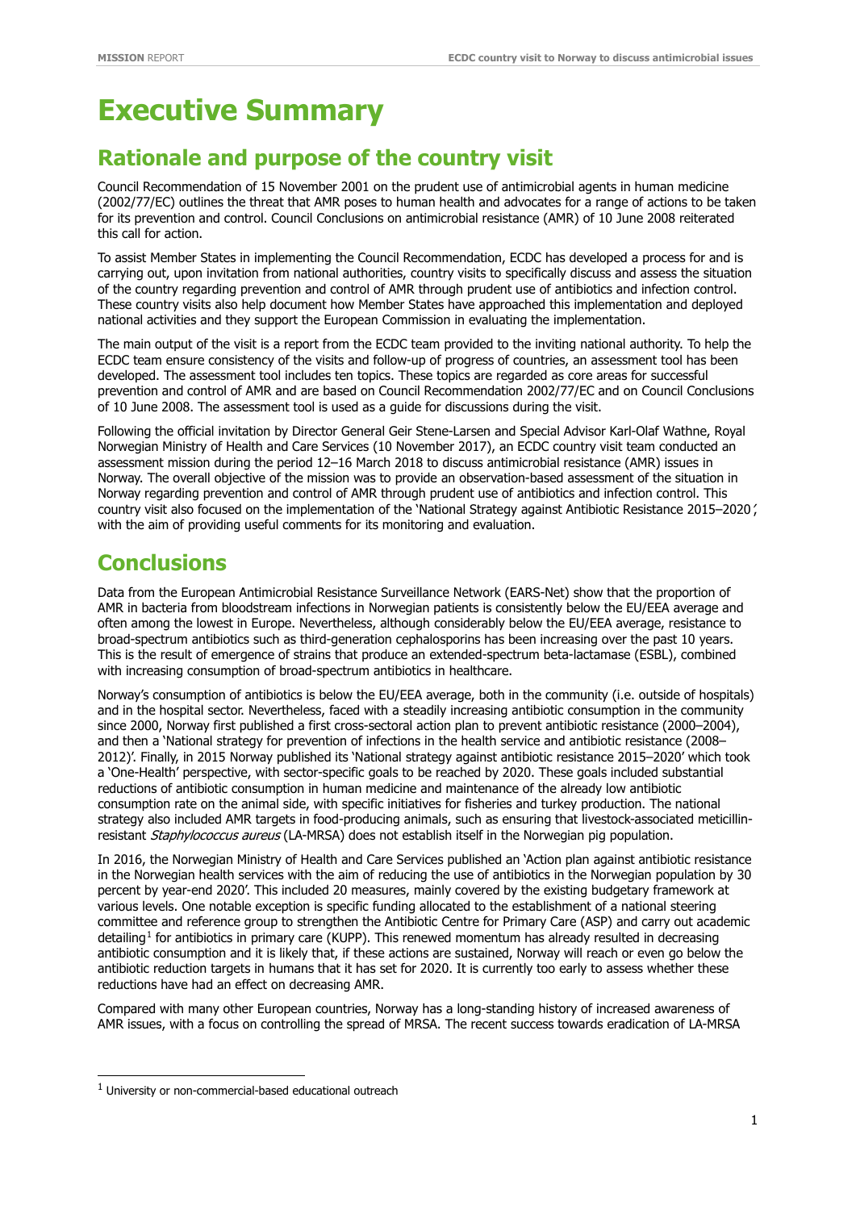# Executive Summary

## Rationale and purpose of the country visit

Council Recommendation of 15 November 2001 on the prudent use of antimicrobial agents in human medicine (2002/77/EC) outlines the threat that AMR poses to human health and advocates for a range of actions to be taken for its prevention and control. Council Conclusions on antimicrobial resistance (AMR) of 10 June 2008 reiterated this call for action.

To assist Member States in implementing the Council Recommendation, ECDC has developed a process for and is carrying out, upon invitation from national authorities, country visits to specifically discuss and assess the situation of the country regarding prevention and control of AMR through prudent use of antibiotics and infection control. These country visits also help document how Member States have approached this implementation and deployed national activities and they support the European Commission in evaluating the implementation.

The main output of the visit is a report from the ECDC team provided to the inviting national authority. To help the ECDC team ensure consistency of the visits and follow-up of progress of countries, an assessment tool has been developed. The assessment tool includes ten topics. These topics are regarded as core areas for successful prevention and control of AMR and are based on Council Recommendation 2002/77/EC and on Council Conclusions of 10 June 2008. The assessment tool is used as a guide for discussions during the visit.

Following the official invitation by Director General Geir Stene-Larsen and Special Advisor Karl-Olaf Wathne, Royal Norwegian Ministry of Health and Care Services (10 November 2017), an ECDC country visit team conducted an assessment mission during the period 12–16 March 2018 to discuss antimicrobial resistance (AMR) issues in Norway. The overall objective of the mission was to provide an observation-based assessment of the situation in Norway regarding prevention and control of AMR through prudent use of antibiotics and infection control. This country visit also focused on the implementation of the 'National Strategy against Antibiotic Resistance 2015–2020', with the aim of providing useful comments for its monitoring and evaluation.

## Conclusions

Data from the European Antimicrobial Resistance Surveillance Network (EARS-Net) show that the proportion of AMR in bacteria from bloodstream infections in Norwegian patients is consistently below the EU/EEA average and often among the lowest in Europe. Nevertheless, although considerably below the EU/EEA average, resistance to broad-spectrum antibiotics such as third-generation cephalosporins has been increasing over the past 10 years. This is the result of emergence of strains that produce an extended-spectrum beta-lactamase (ESBL), combined with increasing consumption of broad-spectrum antibiotics in healthcare.

Norway's consumption of antibiotics is below the EU/EEA average, both in the community (i.e. outside of hospitals) and in the hospital sector. Nevertheless, faced with a steadily increasing antibiotic consumption in the community since 2000, Norway first published a first cross-sectoral action plan to prevent antibiotic resistance (2000–2004), and then a 'National strategy for prevention of infections in the health service and antibiotic resistance (2008–2012)'. Finally, in 2015 Norway published its 'National strategy against antibiotic resistance 2015–2020' which took a 'One-Health' perspective, with sector-specific goals to be reached by 2020. These goals included substantial reductions of antibiotic consumption in human medicine and maintenance of the already low antibiotic consumption rate on the animal side, with specific initiatives for fisheries and turkey production. The national strategy also included AMR targets in food-producing animals, such as ensuring that livestock-associated meticillin-resistant *Staphylococcus aureus* (LA-MRSA) does not establish itself in the Norwegian pig population.

In 2016, the Norwegian Ministry of Health and Care Services published an 'Action plan against antibiotic resistance in the Norwegian health services with the aim of reducing the use of antibiotics in the Norwegian population by 30 percent by year-end 2020'. This included 20 measures, mainly covered by the existing budgetary framework at various levels. One notable exception is specific funding allocated to the establishment of a national steering committee and reference group to strengthen the Antibiotic Centre for Primary Care (ASP) and carry out academic detailing[1] for antibiotics in primary care (KUPP). This renewed momentum has already resulted in decreasing antibiotic consumption and it is likely that, if these actions are sustained, Norway will reach or even go below the antibiotic reduction targets in humans that it has set for 2020. It is currently too early to assess whether these reductions have had an effect on decreasing AMR.

Compared with many other European countries, Norway has a long-standing history of increased awareness of AMR issues, with a focus on controlling the spread of MRSA. The recent success towards eradication of LA-MRSA

[1] University or non-commercial-based educational outreach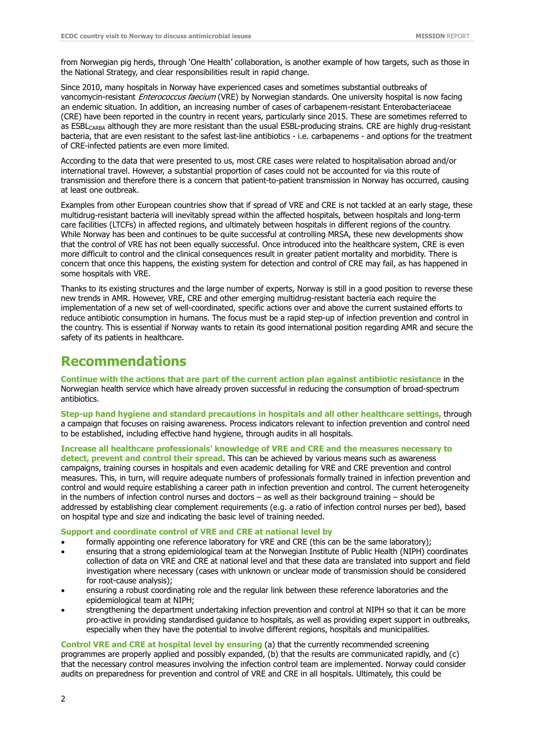from Norwegian pig herds, through 'One Health' collaboration, is another example of how targets, such as those in the National Strategy, and clear responsibilities result in rapid change.

Since 2010, many hospitals in Norway have experienced cases and sometimes substantial outbreaks of vancomycin-resistant *Enterococcus faecium* (VRE) by Norwegian standards. One university hospital is now facing an endemic situation. In addition, an increasing number of cases of carbapenem-resistant Enterobacteriaceae (CRE) have been reported in the country in recent years, particularly since 2015. These are sometimes referred to as $ESBL_{CARBA}$ although they are more resistant than the usual ESBL-producing strains. CRE are highly drug-resistant bacteria, that are even resistant to the safest last-line antibiotics - i.e. carbapenems - and options for the treatment of CRE-infected patients are even more limited.

According to the data that were presented to us, most CRE cases were related to hospitalisation abroad and/or international travel. However, a substantial proportion of cases could not be accounted for via this route of transmission and therefore there is a concern that patient-to-patient transmission in Norway has occurred, causing at least one outbreak.

Examples from other European countries show that if spread of VRE and CRE is not tackled at an early stage, these multidrug-resistant bacteria will inevitably spread within the affected hospitals, between hospitals and long-term care facilities (LTCFs) in affected regions, and ultimately between hospitals in different regions of the country. While Norway has been and continues to be quite successful at controlling MRSA, these new developments show that the control of VRE has not been equally successful. Once introduced into the healthcare system, CRE is even more difficult to control and the clinical consequences result in greater patient mortality and morbidity. There is concern that once this happens, the existing system for detection and control of CRE may fail, as has happened in some hospitals with VRE.

Thanks to its existing structures and the large number of experts, Norway is still in a good position to reverse these new trends in AMR. However, VRE, CRE and other emerging multidrug-resistant bacteria each require the implementation of a new set of well-coordinated, specific actions over and above the current sustained efforts to reduce antibiotic consumption in humans. The focus must be a rapid step-up of infection prevention and control in the country. This is essential if Norway wants to retain its good international position regarding AMR and secure the safety of its patients in healthcare.

# Recommendations

**Continue with the actions that are part of the current action plan against antibiotic resistance** in the Norwegian health service which have already proven successful in reducing the consumption of broad-spectrum antibiotics.

**Step-up hand hygiene and standard precautions in hospitals and all other healthcare settings,** through a campaign that focuses on raising awareness. Process indicators relevant to infection prevention and control need to be established, including effective hand hygiene, through audits in all hospitals.

**Increase all healthcare professionals' knowledge of VRE and CRE and the measures necessary to detect, prevent and control their spread**. This can be achieved by various means such as awareness campaigns, training courses in hospitals and even academic detailing for VRE and CRE prevention and control measures. This, in turn, will require adequate numbers of professionals formally trained in infection prevention and control and would require establishing a career path in infection prevention and control. The current heterogeneity in the numbers of infection control nurses and doctors – as well as their background training – should be addressed by establishing clear complement requirements (e.g. a ratio of infection control nurses per bed), based on hospital type and size and indicating the basic level of training needed.

**Support and coordinate control of VRE and CRE at national level by**

- formally appointing one reference laboratory for VRE and CRE (this can be the same laboratory);
- ensuring that a strong epidemiological team at the Norwegian Institute of Public Health (NIPH) coordinates collection of data on VRE and CRE at national level and that these data are translated into support and field investigation where necessary (cases with unknown or unclear mode of transmission should be considered for root-cause analysis);
- ensuring a robust coordinating role and the regular link between these reference laboratories and the epidemiological team at NIPH;
- strengthening the department undertaking infection prevention and control at NIPH so that it can be more pro-active in providing standardised guidance to hospitals, as well as providing expert support in outbreaks, especially when they have the potential to involve different regions, hospitals and municipalities.

**Control VRE and CRE at hospital level by ensuring** (a) that the currently recommended screening programmes are properly applied and possibly expanded, (b) that the results are communicated rapidly, and (c) that the necessary control measures involving the infection control team are implemented. Norway could consider audits on preparedness for prevention and control of VRE and CRE in all hospitals. Ultimately, this could be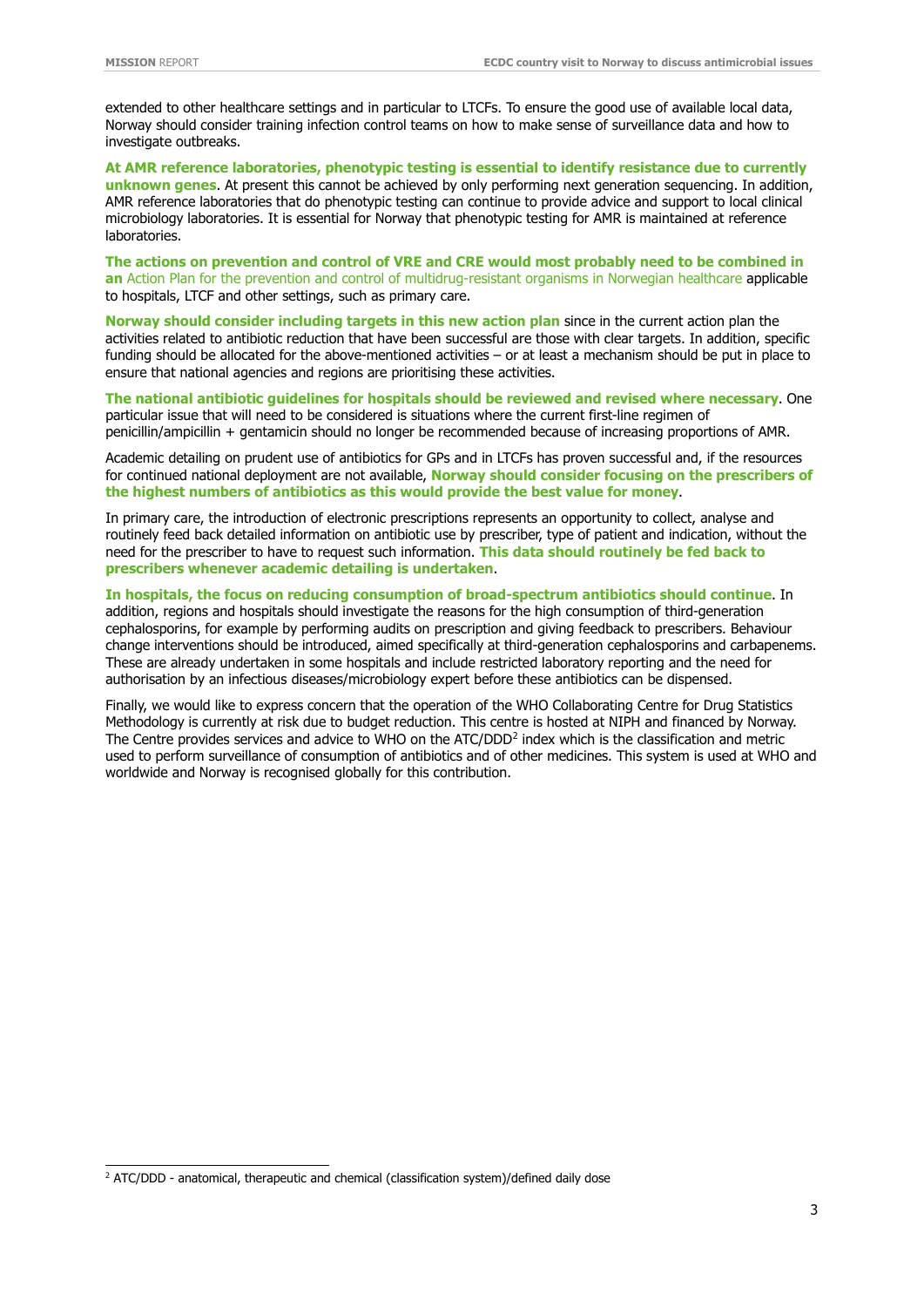extended to other healthcare settings and in particular to LTCFs. To ensure the good use of available local data, Norway should consider training infection control teams on how to make sense of surveillance data and how to investigate outbreaks.

**At AMR reference laboratories, phenotypic testing is essential to identify resistance due to currently unknown genes**. At present this cannot be achieved by only performing next generation sequencing. In addition, AMR reference laboratories that do phenotypic testing can continue to provide advice and support to local clinical microbiology laboratories. It is essential for Norway that phenotypic testing for AMR is maintained at reference laboratories.

**The actions on prevention and control of VRE and CRE would most probably need to be combined in an** Action Plan for the prevention and control of multidrug-resistant organisms in Norwegian healthcare applicable to hospitals, LTCF and other settings, such as primary care.

**Norway should consider including targets in this new action plan** since in the current action plan the activities related to antibiotic reduction that have been successful are those with clear targets. In addition, specific funding should be allocated for the above-mentioned activities – or at least a mechanism should be put in place to ensure that national agencies and regions are prioritising these activities.

**The national antibiotic guidelines for hospitals should be reviewed and revised where necessary**. One particular issue that will need to be considered is situations where the current first-line regimen of penicillin/ampicillin + gentamicin should no longer be recommended because of increasing proportions of AMR.

Academic detailing on prudent use of antibiotics for GPs and in LTCFs has proven successful and, if the resources for continued national deployment are not available, **Norway should consider focusing on the prescribers of the highest numbers of antibiotics as this would provide the best value for money**.

In primary care, the introduction of electronic prescriptions represents an opportunity to collect, analyse and routinely feed back detailed information on antibiotic use by prescriber, type of patient and indication, without the need for the prescriber to have to request such information. **This data should routinely be fed back to prescribers whenever academic detailing is undertaken**.

**In hospitals, the focus on reducing consumption of broad-spectrum antibiotics should continue**. In addition, regions and hospitals should investigate the reasons for the high consumption of third-generation cephalosporins, for example by performing audits on prescription and giving feedback to prescribers. Behaviour change interventions should be introduced, aimed specifically at third-generation cephalosporins and carbapenems. These are already undertaken in some hospitals and include restricted laboratory reporting and the need for authorisation by an infectious diseases/microbiology expert before these antibiotics can be dispensed.

Finally, we would like to express concern that the operation of the WHO Collaborating Centre for Drug Statistics Methodology is currently at risk due to budget reduction. This centre is hosted at NIPH and financed by Norway. The Centre provides services and advice to WHO on the ATC/DDD[2] index which is the classification and metric used to perform surveillance of consumption of antibiotics and of other medicines. This system is used at WHO and worldwide and Norway is recognised globally for this contribution.

[2] ATC/DDD - anatomical, therapeutic and chemical (classification system)/defined daily dose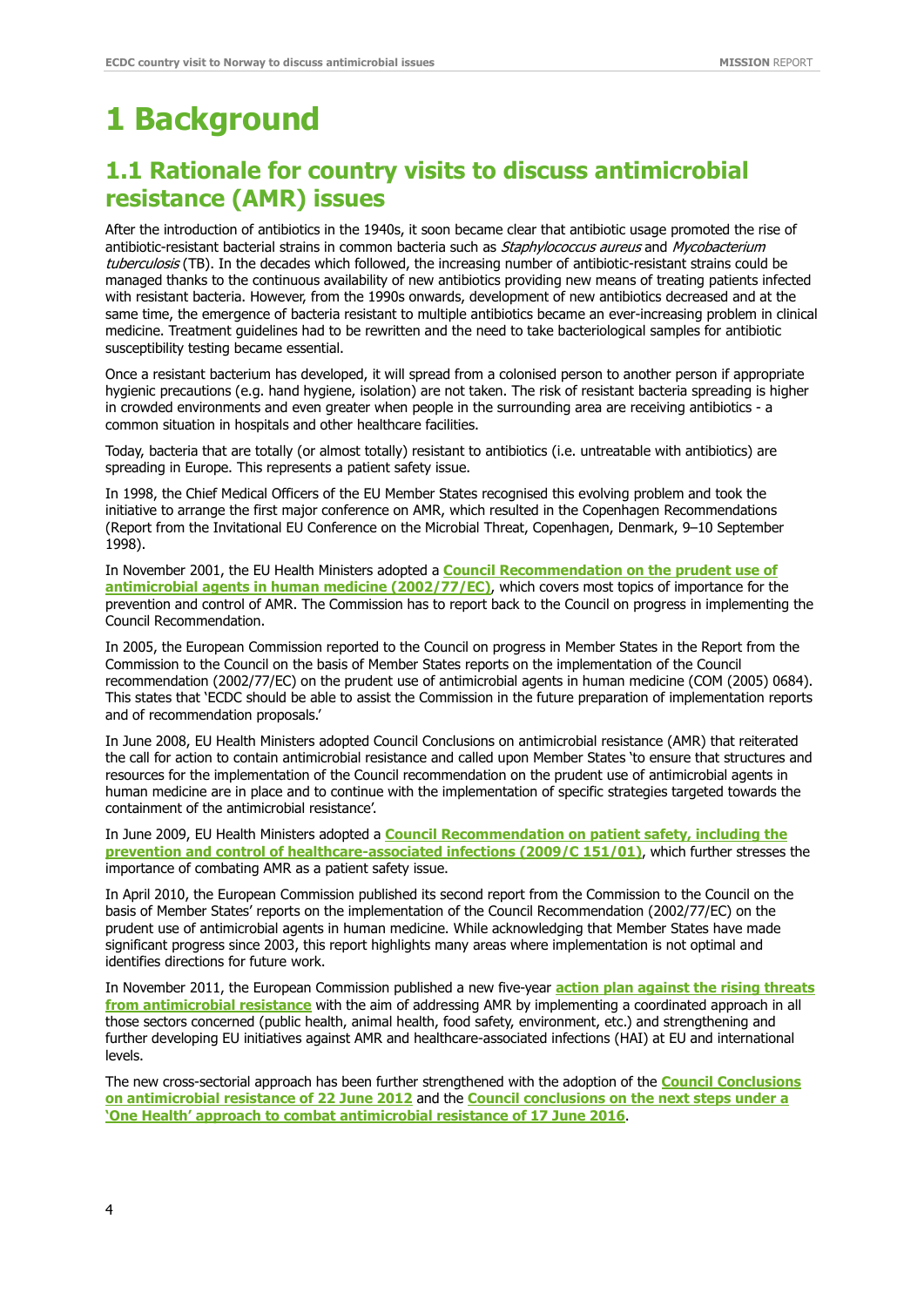# 1 Background

## 1.1 Rationale for country visits to discuss antimicrobial resistance (AMR) issues

After the introduction of antibiotics in the 1940s, it soon became clear that antibiotic usage promoted the rise of antibiotic-resistant bacterial strains in common bacteria such as *Staphylococcus aureus* and *Mycobacterium tuberculosis* (TB). In the decades which followed, the increasing number of antibiotic-resistant strains could be managed thanks to the continuous availability of new antibiotics providing new means of treating patients infected with resistant bacteria. However, from the 1990s onwards, development of new antibiotics decreased and at the same time, the emergence of bacteria resistant to multiple antibiotics became an ever-increasing problem in clinical medicine. Treatment guidelines had to be rewritten and the need to take bacteriological samples for antibiotic susceptibility testing became essential.

Once a resistant bacterium has developed, it will spread from a colonised person to another person if appropriate hygienic precautions (e.g. hand hygiene, isolation) are not taken. The risk of resistant bacteria spreading is higher in crowded environments and even greater when people in the surrounding area are receiving antibiotics - a common situation in hospitals and other healthcare facilities.

Today, bacteria that are totally (or almost totally) resistant to antibiotics (i.e. untreatable with antibiotics) are spreading in Europe. This represents a patient safety issue.

In 1998, the Chief Medical Officers of the EU Member States recognised this evolving problem and took the initiative to arrange the first major conference on AMR, which resulted in the Copenhagen Recommendations (Report from the Invitational EU Conference on the Microbial Threat, Copenhagen, Denmark, 9–10 September 1998).

In November 2001, the EU Health Ministers adopted a **Council Recommendation on the prudent use of antimicrobial agents in human medicine (2002/77/EC)**, which covers most topics of importance for the prevention and control of AMR. The Commission has to report back to the Council on progress in implementing the Council Recommendation.

In 2005, the European Commission reported to the Council on progress in Member States in the Report from the Commission to the Council on the basis of Member States reports on the implementation of the Council recommendation (2002/77/EC) on the prudent use of antimicrobial agents in human medicine (COM (2005) 0684). This states that 'ECDC should be able to assist the Commission in the future preparation of implementation reports and of recommendation proposals.'

In June 2008, EU Health Ministers adopted Council Conclusions on antimicrobial resistance (AMR) that reiterated the call for action to contain antimicrobial resistance and called upon Member States 'to ensure that structures and resources for the implementation of the Council recommendation on the prudent use of antimicrobial agents in human medicine are in place and to continue with the implementation of specific strategies targeted towards the containment of the antimicrobial resistance'.

In June 2009, EU Health Ministers adopted a **Council Recommendation on patient safety, including the prevention and control of healthcare-associated infections (2009/C 151/01)**, which further stresses the importance of combating AMR as a patient safety issue.

In April 2010, the European Commission published its second report from the Commission to the Council on the basis of Member States' reports on the implementation of the Council Recommendation (2002/77/EC) on the prudent use of antimicrobial agents in human medicine. While acknowledging that Member States have made significant progress since 2003, this report highlights many areas where implementation is not optimal and identifies directions for future work.

In November 2011, the European Commission published a new five-year **action plan against the rising threats from antimicrobial resistance** with the aim of addressing AMR by implementing a coordinated approach in all those sectors concerned (public health, animal health, food safety, environment, etc.) and strengthening and further developing EU initiatives against AMR and healthcare-associated infections (HAI) at EU and international levels.

The new cross-sectorial approach has been further strengthened with the adoption of the **Council Conclusions on antimicrobial resistance of 22 June 2012** and the **Council conclusions on the next steps under a 'One Health' approach to combat antimicrobial resistance of 17 June 2016**.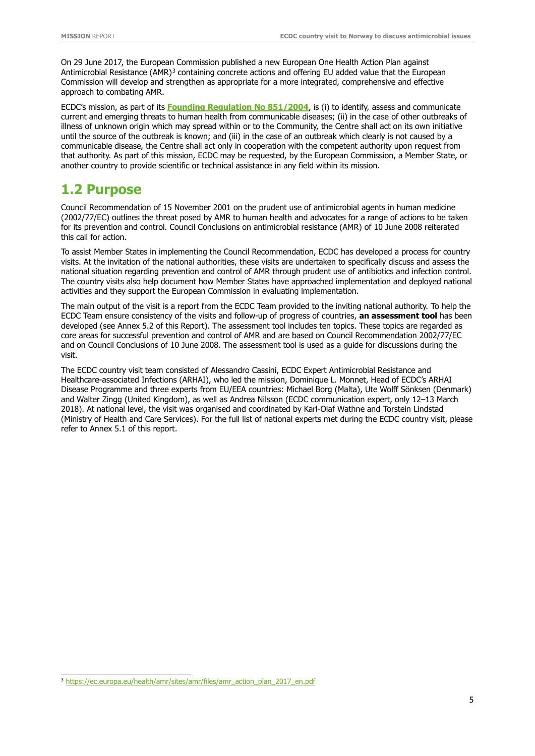On 29 June 2017, the European Commission published a new European One Health Action Plan against Antimicrobial Resistance (AMR)[3] containing concrete actions and offering EU added value that the European Commission will develop and strengthen as appropriate for a more integrated, comprehensive and effective approach to combating AMR.

ECDC's mission, as part of its **Founding Regulation No 851/2004**, is (i) to identify, assess and communicate current and emerging threats to human health from communicable diseases; (ii) in the case of other outbreaks of illness of unknown origin which may spread within or to the Community, the Centre shall act on its own initiative until the source of the outbreak is known; and (iii) in the case of an outbreak which clearly is not caused by a communicable disease, the Centre shall act only in cooperation with the competent authority upon request from that authority. As part of this mission, ECDC may be requested, by the European Commission, a Member State, or another country to provide scientific or technical assistance in any field within its mission.

## 1.2 Purpose

Council Recommendation of 15 November 2001 on the prudent use of antimicrobial agents in human medicine (2002/77/EC) outlines the threat posed by AMR to human health and advocates for a range of actions to be taken for its prevention and control. Council Conclusions on antimicrobial resistance (AMR) of 10 June 2008 reiterated this call for action.

To assist Member States in implementing the Council Recommendation, ECDC has developed a process for country visits. At the invitation of the national authorities, these visits are undertaken to specifically discuss and assess the national situation regarding prevention and control of AMR through prudent use of antibiotics and infection control. The country visits also help document how Member States have approached implementation and deployed national activities and they support the European Commission in evaluating implementation.

The main output of the visit is a report from the ECDC Team provided to the inviting national authority. To help the ECDC Team ensure consistency of the visits and follow-up of progress of countries, **an assessment tool** has been developed (see Annex 5.2 of this Report). The assessment tool includes ten topics. These topics are regarded as core areas for successful prevention and control of AMR and are based on Council Recommendation 2002/77/EC and on Council Conclusions of 10 June 2008. The assessment tool is used as a guide for discussions during the visit.

The ECDC country visit team consisted of Alessandro Cassini, ECDC Expert Antimicrobial Resistance and Healthcare-associated Infections (ARHAI), who led the mission, Dominique L. Monnet, Head of ECDC's ARHAI Disease Programme and three experts from EU/EEA countries: Michael Borg (Malta), Ute Wolff Sönksen (Denmark) and Walter Zingg (United Kingdom), as well as Andrea Nilsson (ECDC communication expert, only 12–13 March 2018). At national level, the visit was organised and coordinated by Karl-Olaf Wathne and Torstein Lindstad (Ministry of Health and Care Services). For the full list of national experts met during the ECDC country visit, please refer to Annex 5.1 of this report.

[3] https://ec.europa.eu/health/amr/sites/amr/files/amr_action_plan_2017_en.pdf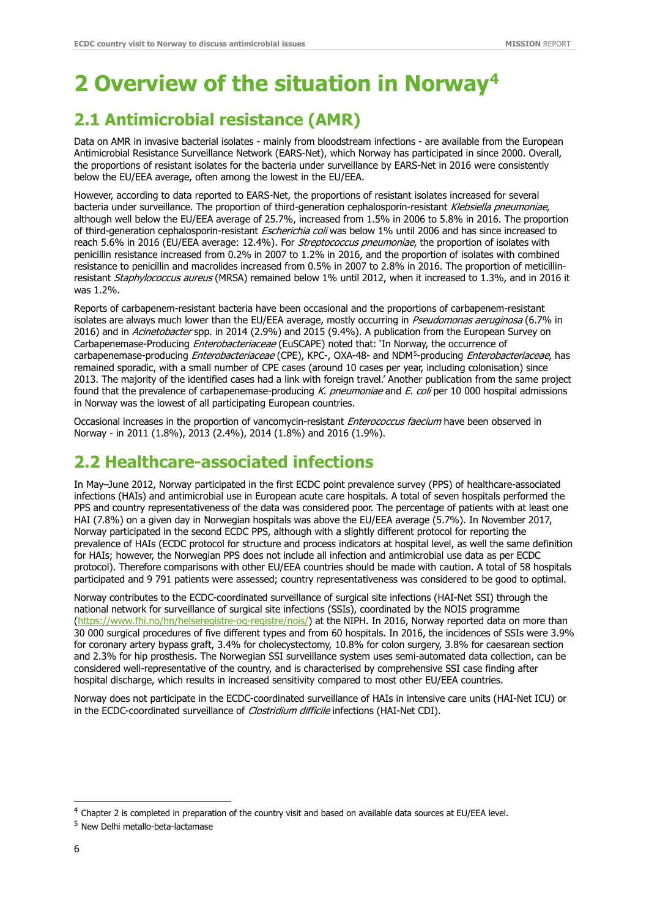# 2 Overview of the situation in Norway[4]

## 2.1 Antimicrobial resistance (AMR)

Data on AMR in invasive bacterial isolates - mainly from bloodstream infections - are available from the European Antimicrobial Resistance Surveillance Network (EARS-Net), which Norway has participated in since 2000. Overall, the proportions of resistant isolates for the bacteria under surveillance by EARS-Net in 2016 were consistently below the EU/EEA average, often among the lowest in the EU/EEA.

However, according to data reported to EARS-Net, the proportions of resistant isolates increased for several bacteria under surveillance. The proportion of third-generation cephalosporin-resistant *Klebsiella pneumoniae*, although well below the EU/EEA average of 25.7%, increased from 1.5% in 2006 to 5.8% in 2016. The proportion of third-generation cephalosporin-resistant *Escherichia coli* was below 1% until 2006 and has since increased to reach 5.6% in 2016 (EU/EEA average: 12.4%). For *Streptococcus pneumoniae*, the proportion of isolates with penicillin resistance increased from 0.2% in 2007 to 1.2% in 2016, and the proportion of isolates with combined resistance to penicillin and macrolides increased from 0.5% in 2007 to 2.8% in 2016. The proportion of meticillin-resistant *Staphylococcus aureus* (MRSA) remained below 1% until 2012, when it increased to 1.3%, and in 2016 it was 1.2%.

Reports of carbapenem-resistant bacteria have been occasional and the proportions of carbapenem-resistant isolates are always much lower than the EU/EEA average, mostly occurring in *Pseudomonas aeruginosa* (6.7% in 2016) and in *Acinetobacter* spp. in 2014 (2.9%) and 2015 (9.4%). A publication from the European Survey on Carbapenemase-Producing *Enterobacteriaceae* (EuSCAPE) noted that: 'In Norway, the occurrence of carbapenemase-producing *Enterobacteriaceae* (CPE), KPC-, OXA-48- and NDM[5]-producing *Enterobacteriaceae*, has remained sporadic, with a small number of CPE cases (around 10 cases per year, including colonisation) since 2013. The majority of the identified cases had a link with foreign travel.' Another publication from the same project found that the prevalence of carbapenemase-producing *K. pneumoniae* and *E. coli* per 10 000 hospital admissions in Norway was the lowest of all participating European countries.

Occasional increases in the proportion of vancomycin-resistant *Enterococcus faecium* have been observed in Norway - in 2011 (1.8%), 2013 (2.4%), 2014 (1.8%) and 2016 (1.9%).

## 2.2 Healthcare-associated infections

In May–June 2012, Norway participated in the first ECDC point prevalence survey (PPS) of healthcare-associated infections (HAIs) and antimicrobial use in European acute care hospitals. A total of seven hospitals performed the PPS and country representativeness of the data was considered poor. The percentage of patients with at least one HAI (7.8%) on a given day in Norwegian hospitals was above the EU/EEA average (5.7%). In November 2017, Norway participated in the second ECDC PPS, although with a slightly different protocol for reporting the prevalence of HAIs (ECDC protocol for structure and process indicators at hospital level, as well the same definition for HAIs; however, the Norwegian PPS does not include all infection and antimicrobial use data as per ECDC protocol). Therefore comparisons with other EU/EEA countries should be made with caution. A total of 58 hospitals participated and 9 791 patients were assessed; country representativeness was considered to be good to optimal.

Norway contributes to the ECDC-coordinated surveillance of surgical site infections (HAI-Net SSI) through the national network for surveillance of surgical site infections (SSIs), coordinated by the NOIS programme (https://www.fhi.no/hn/helseregistre-og-registre/nois/) at the NIPH. In 2016, Norway reported data on more than 30 000 surgical procedures of five different types and from 60 hospitals. In 2016, the incidences of SSIs were 3.9% for coronary artery bypass graft, 3.4% for cholecystectomy, 10.8% for colon surgery, 3.8% for caesarean section and 2.3% for hip prosthesis. The Norwegian SSI surveillance system uses semi-automated data collection, can be considered well-representative of the country, and is characterised by comprehensive SSI case finding after hospital discharge, which results in increased sensitivity compared to most other EU/EEA countries.

Norway does not participate in the ECDC-coordinated surveillance of HAIs in intensive care units (HAI-Net ICU) or in the ECDC-coordinated surveillance of *Clostridium difficile* infections (HAI-Net CDI).

---

[4] Chapter 2 is completed in preparation of the country visit and based on available data sources at EU/EEA level.

[5] New Delhi metallo-beta-lactamase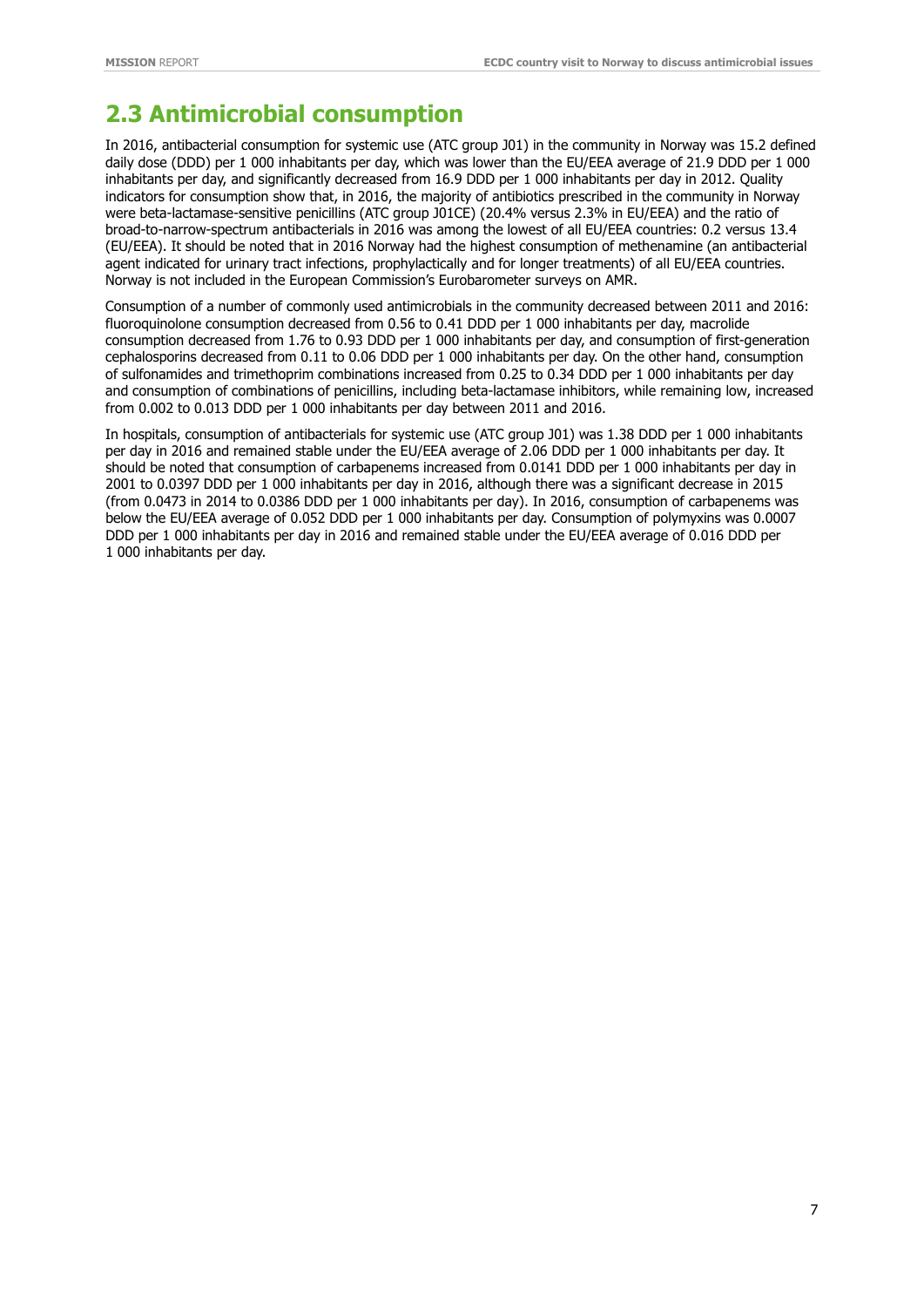## 2.3 Antimicrobial consumption

In 2016, antibacterial consumption for systemic use (ATC group J01) in the community in Norway was 15.2 defined daily dose (DDD) per 1 000 inhabitants per day, which was lower than the EU/EEA average of 21.9 DDD per 1 000 inhabitants per day, and significantly decreased from 16.9 DDD per 1 000 inhabitants per day in 2012. Quality indicators for consumption show that, in 2016, the majority of antibiotics prescribed in the community in Norway were beta-lactamase-sensitive penicillins (ATC group J01CE) (20.4% versus 2.3% in EU/EEA) and the ratio of broad-to-narrow-spectrum antibacterials in 2016 was among the lowest of all EU/EEA countries: 0.2 versus 13.4 (EU/EEA). It should be noted that in 2016 Norway had the highest consumption of methenamine (an antibacterial agent indicated for urinary tract infections, prophylactically and for longer treatments) of all EU/EEA countries. Norway is not included in the European Commission's Eurobarometer surveys on AMR.

Consumption of a number of commonly used antimicrobials in the community decreased between 2011 and 2016: fluoroquinolone consumption decreased from 0.56 to 0.41 DDD per 1 000 inhabitants per day, macrolide consumption decreased from 1.76 to 0.93 DDD per 1 000 inhabitants per day, and consumption of first-generation cephalosporins decreased from 0.11 to 0.06 DDD per 1 000 inhabitants per day. On the other hand, consumption of sulfonamides and trimethoprim combinations increased from 0.25 to 0.34 DDD per 1 000 inhabitants per day and consumption of combinations of penicillins, including beta-lactamase inhibitors, while remaining low, increased from 0.002 to 0.013 DDD per 1 000 inhabitants per day between 2011 and 2016.

In hospitals, consumption of antibacterials for systemic use (ATC group J01) was 1.38 DDD per 1 000 inhabitants per day in 2016 and remained stable under the EU/EEA average of 2.06 DDD per 1 000 inhabitants per day. It should be noted that consumption of carbapenems increased from 0.0141 DDD per 1 000 inhabitants per day in 2001 to 0.0397 DDD per 1 000 inhabitants per day in 2016, although there was a significant decrease in 2015 (from 0.0473 in 2014 to 0.0386 DDD per 1 000 inhabitants per day). In 2016, consumption of carbapenems was below the EU/EEA average of 0.052 DDD per 1 000 inhabitants per day. Consumption of polymyxins was 0.0007 DDD per 1 000 inhabitants per day in 2016 and remained stable under the EU/EEA average of 0.016 DDD per 1 000 inhabitants per day.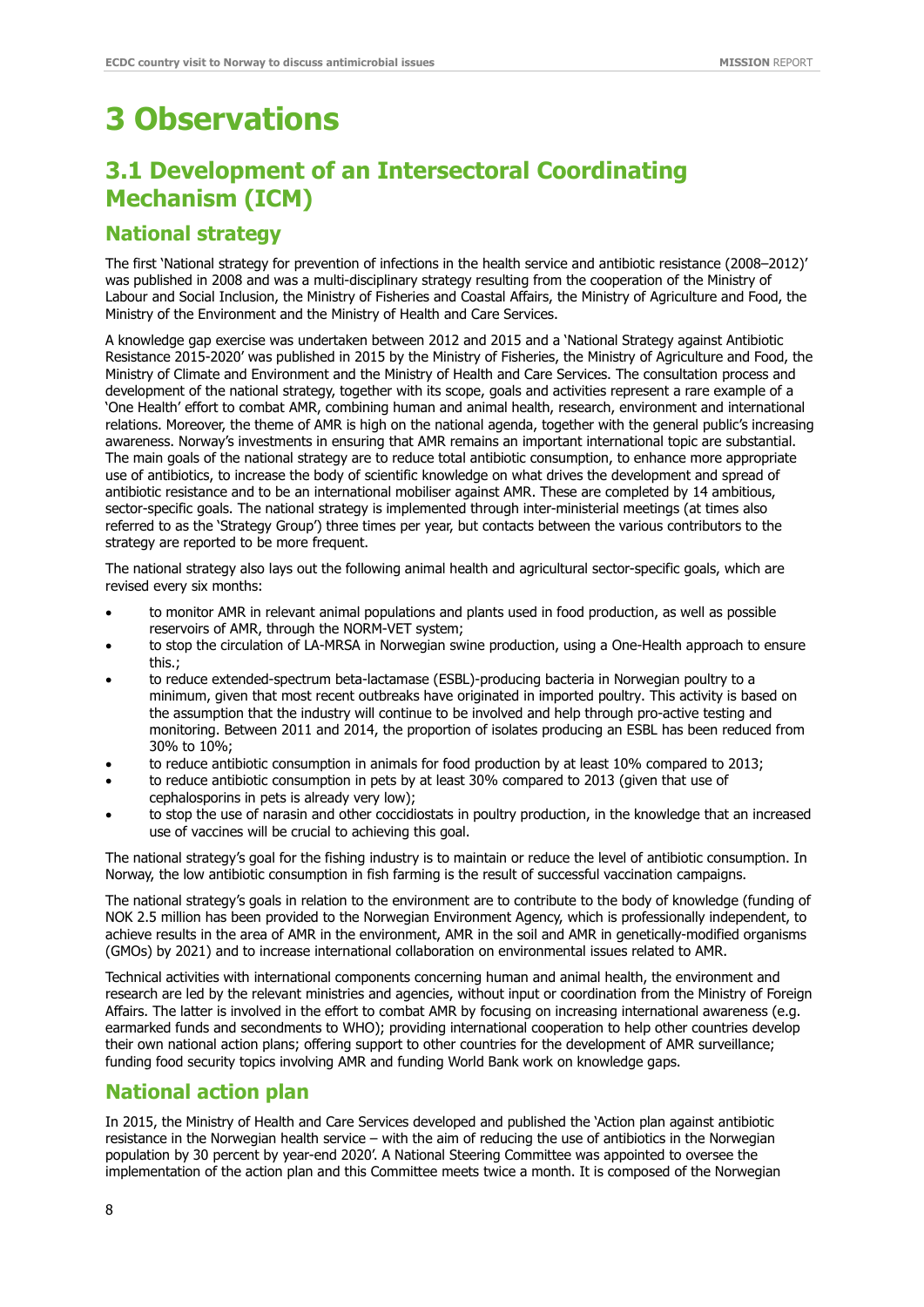# 3 Observations

## 3.1 Development of an Intersectoral Coordinating Mechanism (ICM)

### National strategy

The first 'National strategy for prevention of infections in the health service and antibiotic resistance (2008–2012)' was published in 2008 and was a multi-disciplinary strategy resulting from the cooperation of the Ministry of Labour and Social Inclusion, the Ministry of Fisheries and Coastal Affairs, the Ministry of Agriculture and Food, the Ministry of the Environment and the Ministry of Health and Care Services.

A knowledge gap exercise was undertaken between 2012 and 2015 and a 'National Strategy against Antibiotic Resistance 2015-2020' was published in 2015 by the Ministry of Fisheries, the Ministry of Agriculture and Food, the Ministry of Climate and Environment and the Ministry of Health and Care Services. The consultation process and development of the national strategy, together with its scope, goals and activities represent a rare example of a 'One Health' effort to combat AMR, combining human and animal health, research, environment and international relations. Moreover, the theme of AMR is high on the national agenda, together with the general public's increasing awareness. Norway's investments in ensuring that AMR remains an important international topic are substantial. The main goals of the national strategy are to reduce total antibiotic consumption, to enhance more appropriate use of antibiotics, to increase the body of scientific knowledge on what drives the development and spread of antibiotic resistance and to be an international mobiliser against AMR. These are completed by 14 ambitious, sector-specific goals. The national strategy is implemented through inter-ministerial meetings (at times also referred to as the 'Strategy Group') three times per year, but contacts between the various contributors to the strategy are reported to be more frequent.

The national strategy also lays out the following animal health and agricultural sector-specific goals, which are revised every six months:

- to monitor AMR in relevant animal populations and plants used in food production, as well as possible reservoirs of AMR, through the NORM-VET system;
- to stop the circulation of LA-MRSA in Norwegian swine production, using a One-Health approach to ensure this.;
- to reduce extended-spectrum beta-lactamase (ESBL)-producing bacteria in Norwegian poultry to a minimum, given that most recent outbreaks have originated in imported poultry. This activity is based on the assumption that the industry will continue to be involved and help through pro-active testing and monitoring. Between 2011 and 2014, the proportion of isolates producing an ESBL has been reduced from 30% to 10%;
- to reduce antibiotic consumption in animals for food production by at least 10% compared to 2013;
- to reduce antibiotic consumption in pets by at least 30% compared to 2013 (given that use of cephalosporins in pets is already very low);
- to stop the use of narasin and other coccidiostats in poultry production, in the knowledge that an increased use of vaccines will be crucial to achieving this goal.

The national strategy's goal for the fishing industry is to maintain or reduce the level of antibiotic consumption. In Norway, the low antibiotic consumption in fish farming is the result of successful vaccination campaigns.

The national strategy's goals in relation to the environment are to contribute to the body of knowledge (funding of NOK 2.5 million has been provided to the Norwegian Environment Agency, which is professionally independent, to achieve results in the area of AMR in the environment, AMR in the soil and AMR in genetically-modified organisms (GMOs) by 2021) and to increase international collaboration on environmental issues related to AMR.

Technical activities with international components concerning human and animal health, the environment and research are led by the relevant ministries and agencies, without input or coordination from the Ministry of Foreign Affairs. The latter is involved in the effort to combat AMR by focusing on increasing international awareness (e.g. earmarked funds and secondments to WHO); providing international cooperation to help other countries develop their own national action plans; offering support to other countries for the development of AMR surveillance; funding food security topics involving AMR and funding World Bank work on knowledge gaps.

### National action plan

In 2015, the Ministry of Health and Care Services developed and published the 'Action plan against antibiotic resistance in the Norwegian health service – with the aim of reducing the use of antibiotics in the Norwegian population by 30 percent by year-end 2020'. A National Steering Committee was appointed to oversee the implementation of the action plan and this Committee meets twice a month. It is composed of the Norwegian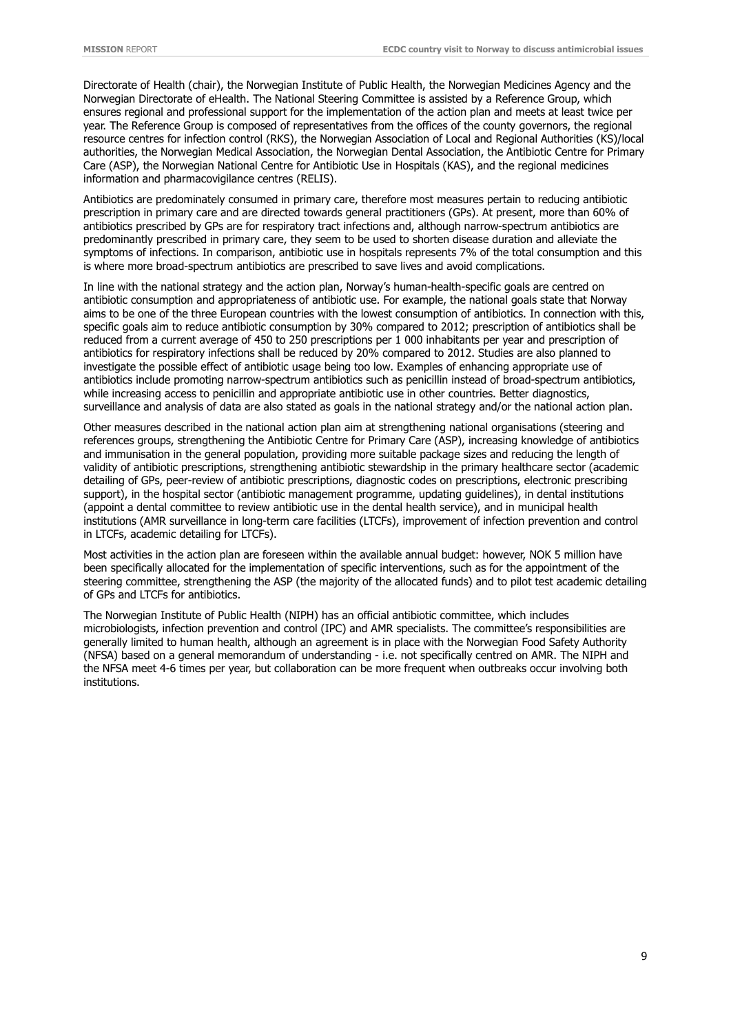Directorate of Health (chair), the Norwegian Institute of Public Health, the Norwegian Medicines Agency and the Norwegian Directorate of eHealth. The National Steering Committee is assisted by a Reference Group, which ensures regional and professional support for the implementation of the action plan and meets at least twice per year. The Reference Group is composed of representatives from the offices of the county governors, the regional resource centres for infection control (RKS), the Norwegian Association of Local and Regional Authorities (KS)/local authorities, the Norwegian Medical Association, the Norwegian Dental Association, the Antibiotic Centre for Primary Care (ASP), the Norwegian National Centre for Antibiotic Use in Hospitals (KAS), and the regional medicines information and pharmacovigilance centres (RELIS).

Antibiotics are predominately consumed in primary care, therefore most measures pertain to reducing antibiotic prescription in primary care and are directed towards general practitioners (GPs). At present, more than 60% of antibiotics prescribed by GPs are for respiratory tract infections and, although narrow-spectrum antibiotics are predominantly prescribed in primary care, they seem to be used to shorten disease duration and alleviate the symptoms of infections. In comparison, antibiotic use in hospitals represents 7% of the total consumption and this is where more broad-spectrum antibiotics are prescribed to save lives and avoid complications.

In line with the national strategy and the action plan, Norway's human-health-specific goals are centred on antibiotic consumption and appropriateness of antibiotic use. For example, the national goals state that Norway aims to be one of the three European countries with the lowest consumption of antibiotics. In connection with this, specific goals aim to reduce antibiotic consumption by 30% compared to 2012; prescription of antibiotics shall be reduced from a current average of 450 to 250 prescriptions per 1 000 inhabitants per year and prescription of antibiotics for respiratory infections shall be reduced by 20% compared to 2012. Studies are also planned to investigate the possible effect of antibiotic usage being too low. Examples of enhancing appropriate use of antibiotics include promoting narrow-spectrum antibiotics such as penicillin instead of broad-spectrum antibiotics, while increasing access to penicillin and appropriate antibiotic use in other countries. Better diagnostics, surveillance and analysis of data are also stated as goals in the national strategy and/or the national action plan.

Other measures described in the national action plan aim at strengthening national organisations (steering and references groups, strengthening the Antibiotic Centre for Primary Care (ASP), increasing knowledge of antibiotics and immunisation in the general population, providing more suitable package sizes and reducing the length of validity of antibiotic prescriptions, strengthening antibiotic stewardship in the primary healthcare sector (academic detailing of GPs, peer-review of antibiotic prescriptions, diagnostic codes on prescriptions, electronic prescribing support), in the hospital sector (antibiotic management programme, updating guidelines), in dental institutions (appoint a dental committee to review antibiotic use in the dental health service), and in municipal health institutions (AMR surveillance in long-term care facilities (LTCFs), improvement of infection prevention and control in LTCFs, academic detailing for LTCFs).

Most activities in the action plan are foreseen within the available annual budget: however, NOK 5 million have been specifically allocated for the implementation of specific interventions, such as for the appointment of the steering committee, strengthening the ASP (the majority of the allocated funds) and to pilot test academic detailing of GPs and LTCFs for antibiotics.

The Norwegian Institute of Public Health (NIPH) has an official antibiotic committee, which includes microbiologists, infection prevention and control (IPC) and AMR specialists. The committee's responsibilities are generally limited to human health, although an agreement is in place with the Norwegian Food Safety Authority (NFSA) based on a general memorandum of understanding - i.e. not specifically centred on AMR. The NIPH and the NFSA meet 4-6 times per year, but collaboration can be more frequent when outbreaks occur involving both institutions.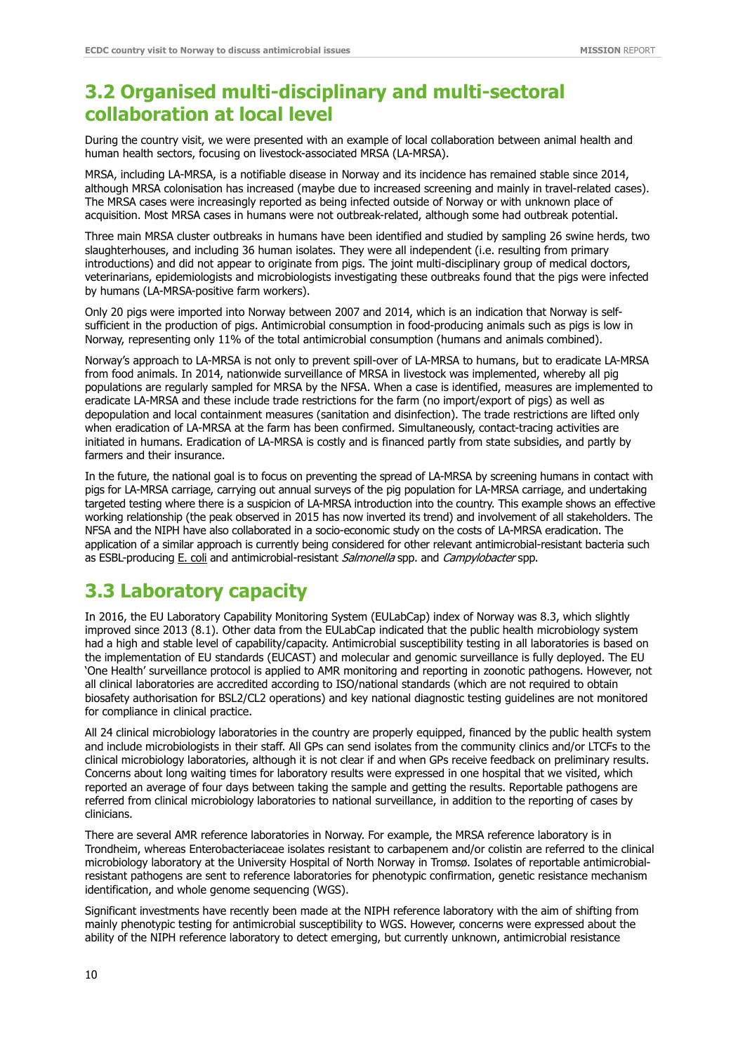## 3.2 Organised multi-disciplinary and multi-sectoral collaboration at local level

During the country visit, we were presented with an example of local collaboration between animal health and human health sectors, focusing on livestock-associated MRSA (LA-MRSA).

MRSA, including LA-MRSA, is a notifiable disease in Norway and its incidence has remained stable since 2014, although MRSA colonisation has increased (maybe due to increased screening and mainly in travel-related cases). The MRSA cases were increasingly reported as being infected outside of Norway or with unknown place of acquisition. Most MRSA cases in humans were not outbreak-related, although some had outbreak potential.

Three main MRSA cluster outbreaks in humans have been identified and studied by sampling 26 swine herds, two slaughterhouses, and including 36 human isolates. They were all independent (i.e. resulting from primary introductions) and did not appear to originate from pigs. The joint multi-disciplinary group of medical doctors, veterinarians, epidemiologists and microbiologists investigating these outbreaks found that the pigs were infected by humans (LA-MRSA-positive farm workers).

Only 20 pigs were imported into Norway between 2007 and 2014, which is an indication that Norway is self-sufficient in the production of pigs. Antimicrobial consumption in food-producing animals such as pigs is low in Norway, representing only 11% of the total antimicrobial consumption (humans and animals combined).

Norway's approach to LA-MRSA is not only to prevent spill-over of LA-MRSA to humans, but to eradicate LA-MRSA from food animals. In 2014, nationwide surveillance of MRSA in livestock was implemented, whereby all pig populations are regularly sampled for MRSA by the NFSA. When a case is identified, measures are implemented to eradicate LA-MRSA and these include trade restrictions for the farm (no import/export of pigs) as well as depopulation and local containment measures (sanitation and disinfection). The trade restrictions are lifted only when eradication of LA-MRSA at the farm has been confirmed. Simultaneously, contact-tracing activities are initiated in humans. Eradication of LA-MRSA is costly and is financed partly from state subsidies, and partly by farmers and their insurance.

In the future, the national goal is to focus on preventing the spread of LA-MRSA by screening humans in contact with pigs for LA-MRSA carriage, carrying out annual surveys of the pig population for LA-MRSA carriage, and undertaking targeted testing where there is a suspicion of LA-MRSA introduction into the country. This example shows an effective working relationship (the peak observed in 2015 has now inverted its trend) and involvement of all stakeholders. The NFSA and the NIPH have also collaborated in a socio-economic study on the costs of LA-MRSA eradication. The application of a similar approach is currently being considered for other relevant antimicrobial-resistant bacteria such as ESBL-producing E. coli and antimicrobial-resistant *Salmonella* spp. and *Campylobacter* spp.

## 3.3 Laboratory capacity

In 2016, the EU Laboratory Capability Monitoring System (EULabCap) index of Norway was 8.3, which slightly improved since 2013 (8.1). Other data from the EULabCap indicated that the public health microbiology system had a high and stable level of capability/capacity. Antimicrobial susceptibility testing in all laboratories is based on the implementation of EU standards (EUCAST) and molecular and genomic surveillance is fully deployed. The EU 'One Health' surveillance protocol is applied to AMR monitoring and reporting in zoonotic pathogens. However, not all clinical laboratories are accredited according to ISO/national standards (which are not required to obtain biosafety authorisation for BSL2/CL2 operations) and key national diagnostic testing guidelines are not monitored for compliance in clinical practice.

All 24 clinical microbiology laboratories in the country are properly equipped, financed by the public health system and include microbiologists in their staff. All GPs can send isolates from the community clinics and/or LTCFs to the clinical microbiology laboratories, although it is not clear if and when GPs receive feedback on preliminary results. Concerns about long waiting times for laboratory results were expressed in one hospital that we visited, which reported an average of four days between taking the sample and getting the results. Reportable pathogens are referred from clinical microbiology laboratories to national surveillance, in addition to the reporting of cases by clinicians.

There are several AMR reference laboratories in Norway. For example, the MRSA reference laboratory is in Trondheim, whereas Enterobacteriaceae isolates resistant to carbapenem and/or colistin are referred to the clinical microbiology laboratory at the University Hospital of North Norway in Tromsø. Isolates of reportable antimicrobial-resistant pathogens are sent to reference laboratories for phenotypic confirmation, genetic resistance mechanism identification, and whole genome sequencing (WGS).

Significant investments have recently been made at the NIPH reference laboratory with the aim of shifting from mainly phenotypic testing for antimicrobial susceptibility to WGS. However, concerns were expressed about the ability of the NIPH reference laboratory to detect emerging, but currently unknown, antimicrobial resistance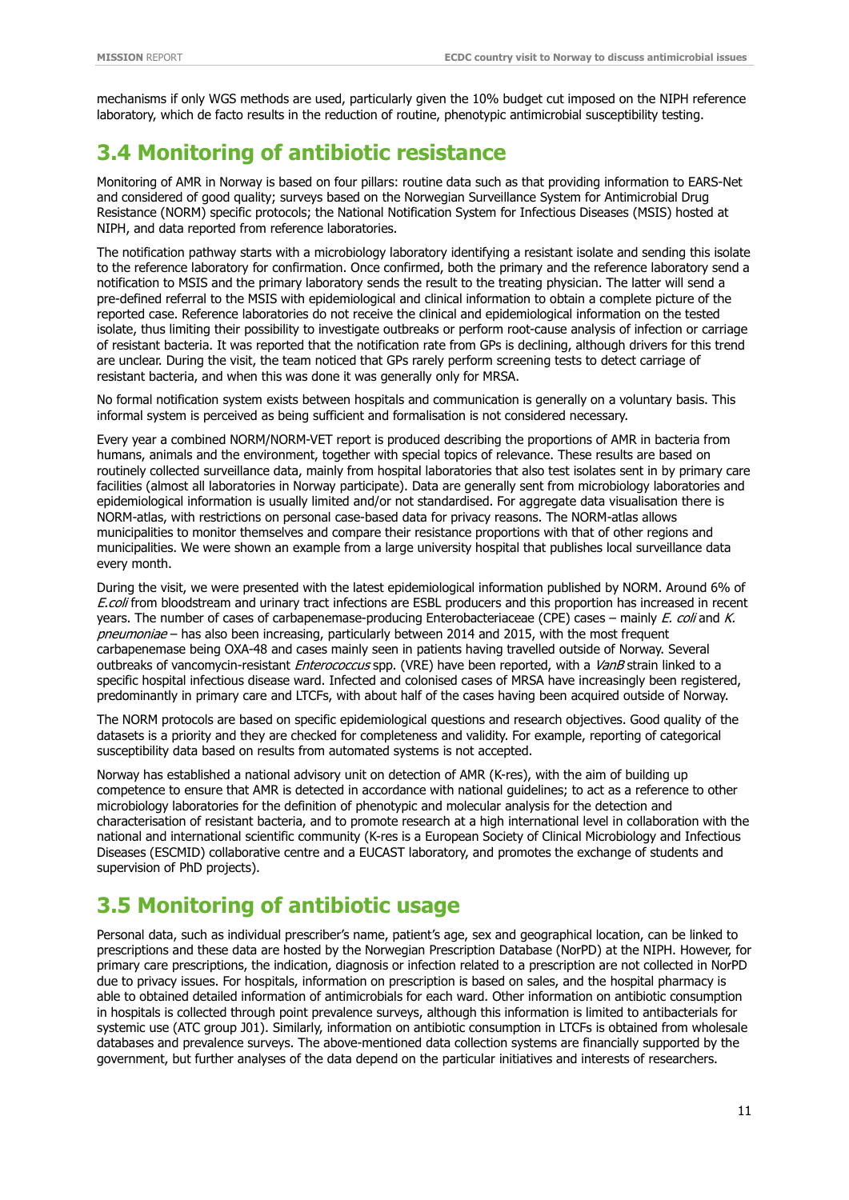mechanisms if only WGS methods are used, particularly given the 10% budget cut imposed on the NIPH reference laboratory, which de facto results in the reduction of routine, phenotypic antimicrobial susceptibility testing.

## 3.4 Monitoring of antibiotic resistance

Monitoring of AMR in Norway is based on four pillars: routine data such as that providing information to EARS-Net and considered of good quality; surveys based on the Norwegian Surveillance System for Antimicrobial Drug Resistance (NORM) specific protocols; the National Notification System for Infectious Diseases (MSIS) hosted at NIPH, and data reported from reference laboratories.

The notification pathway starts with a microbiology laboratory identifying a resistant isolate and sending this isolate to the reference laboratory for confirmation. Once confirmed, both the primary and the reference laboratory send a notification to MSIS and the primary laboratory sends the result to the treating physician. The latter will send a pre-defined referral to the MSIS with epidemiological and clinical information to obtain a complete picture of the reported case. Reference laboratories do not receive the clinical and epidemiological information on the tested isolate, thus limiting their possibility to investigate outbreaks or perform root-cause analysis of infection or carriage of resistant bacteria. It was reported that the notification rate from GPs is declining, although drivers for this trend are unclear. During the visit, the team noticed that GPs rarely perform screening tests to detect carriage of resistant bacteria, and when this was done it was generally only for MRSA.

No formal notification system exists between hospitals and communication is generally on a voluntary basis. This informal system is perceived as being sufficient and formalisation is not considered necessary.

Every year a combined NORM/NORM-VET report is produced describing the proportions of AMR in bacteria from humans, animals and the environment, together with special topics of relevance. These results are based on routinely collected surveillance data, mainly from hospital laboratories that also test isolates sent in by primary care facilities (almost all laboratories in Norway participate). Data are generally sent from microbiology laboratories and epidemiological information is usually limited and/or not standardised. For aggregate data visualisation there is NORM-atlas, with restrictions on personal case-based data for privacy reasons. The NORM-atlas allows municipalities to monitor themselves and compare their resistance proportions with that of other regions and municipalities. We were shown an example from a large university hospital that publishes local surveillance data every month.

During the visit, we were presented with the latest epidemiological information published by NORM. Around 6% of *E.coli* from bloodstream and urinary tract infections are ESBL producers and this proportion has increased in recent years. The number of cases of carbapenemase-producing Enterobacteriaceae (CPE) cases – mainly *E. coli* and *K. pneumoniae* – has also been increasing, particularly between 2014 and 2015, with the most frequent carbapenemase being OXA-48 and cases mainly seen in patients having travelled outside of Norway. Several outbreaks of vancomycin-resistant *Enterococcus* spp. (VRE) have been reported, with a *VanB* strain linked to a specific hospital infectious disease ward. Infected and colonised cases of MRSA have increasingly been registered, predominantly in primary care and LTCFs, with about half of the cases having been acquired outside of Norway.

The NORM protocols are based on specific epidemiological questions and research objectives. Good quality of the datasets is a priority and they are checked for completeness and validity. For example, reporting of categorical susceptibility data based on results from automated systems is not accepted.

Norway has established a national advisory unit on detection of AMR (K-res), with the aim of building up competence to ensure that AMR is detected in accordance with national guidelines; to act as a reference to other microbiology laboratories for the definition of phenotypic and molecular analysis for the detection and characterisation of resistant bacteria, and to promote research at a high international level in collaboration with the national and international scientific community (K-res is a European Society of Clinical Microbiology and Infectious Diseases (ESCMID) collaborative centre and a EUCAST laboratory, and promotes the exchange of students and supervision of PhD projects).

## 3.5 Monitoring of antibiotic usage

Personal data, such as individual prescriber's name, patient's age, sex and geographical location, can be linked to prescriptions and these data are hosted by the Norwegian Prescription Database (NorPD) at the NIPH. However, for primary care prescriptions, the indication, diagnosis or infection related to a prescription are not collected in NorPD due to privacy issues. For hospitals, information on prescription is based on sales, and the hospital pharmacy is able to obtained detailed information of antimicrobials for each ward. Other information on antibiotic consumption in hospitals is collected through point prevalence surveys, although this information is limited to antibacterials for systemic use (ATC group J01). Similarly, information on antibiotic consumption in LTCFs is obtained from wholesale databases and prevalence surveys. The above-mentioned data collection systems are financially supported by the government, but further analyses of the data depend on the particular initiatives and interests of researchers.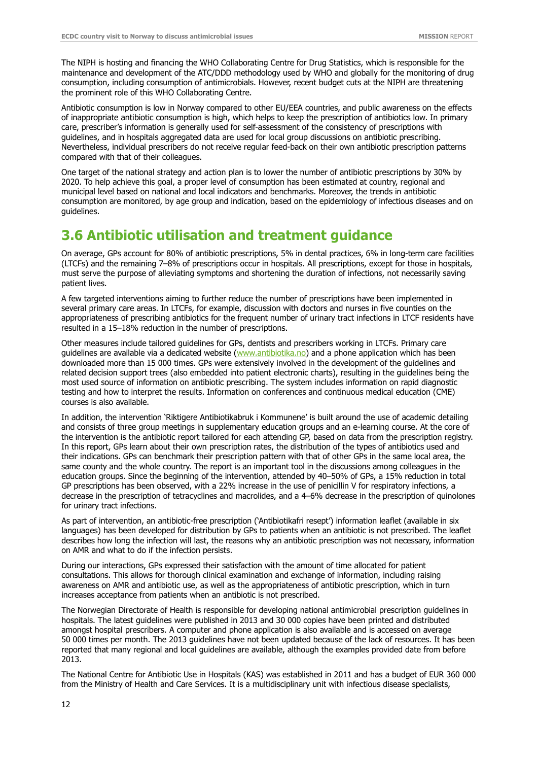The NIPH is hosting and financing the WHO Collaborating Centre for Drug Statistics, which is responsible for the maintenance and development of the ATC/DDD methodology used by WHO and globally for the monitoring of drug consumption, including consumption of antimicrobials. However, recent budget cuts at the NIPH are threatening the prominent role of this WHO Collaborating Centre.

Antibiotic consumption is low in Norway compared to other EU/EEA countries, and public awareness on the effects of inappropriate antibiotic consumption is high, which helps to keep the prescription of antibiotics low. In primary care, prescriber's information is generally used for self-assessment of the consistency of prescriptions with guidelines, and in hospitals aggregated data are used for local group discussions on antibiotic prescribing. Nevertheless, individual prescribers do not receive regular feed-back on their own antibiotic prescription patterns compared with that of their colleagues.

One target of the national strategy and action plan is to lower the number of antibiotic prescriptions by 30% by 2020. To help achieve this goal, a proper level of consumption has been estimated at country, regional and municipal level based on national and local indicators and benchmarks. Moreover, the trends in antibiotic consumption are monitored, by age group and indication, based on the epidemiology of infectious diseases and on guidelines.

## 3.6 Antibiotic utilisation and treatment guidance

On average, GPs account for 80% of antibiotic prescriptions, 5% in dental practices, 6% in long-term care facilities (LTCFs) and the remaining 7–8% of prescriptions occur in hospitals. All prescriptions, except for those in hospitals, must serve the purpose of alleviating symptoms and shortening the duration of infections, not necessarily saving patient lives.

A few targeted interventions aiming to further reduce the number of prescriptions have been implemented in several primary care areas. In LTCFs, for example, discussion with doctors and nurses in five counties on the appropriateness of prescribing antibiotics for the frequent number of urinary tract infections in LTCF residents have resulted in a 15–18% reduction in the number of prescriptions.

Other measures include tailored guidelines for GPs, dentists and prescribers working in LTCFs. Primary care guidelines are available via a dedicated website (www.antibiotika.no) and a phone application which has been downloaded more than 15 000 times. GPs were extensively involved in the development of the guidelines and related decision support trees (also embedded into patient electronic charts), resulting in the guidelines being the most used source of information on antibiotic prescribing. The system includes information on rapid diagnostic testing and how to interpret the results. Information on conferences and continuous medical education (CME) courses is also available.

In addition, the intervention 'Riktigere Antibiotikabruk i Kommunene' is built around the use of academic detailing and consists of three group meetings in supplementary education groups and an e-learning course. At the core of the intervention is the antibiotic report tailored for each attending GP, based on data from the prescription registry. In this report, GPs learn about their own prescription rates, the distribution of the types of antibiotics used and their indications. GPs can benchmark their prescription pattern with that of other GPs in the same local area, the same county and the whole country. The report is an important tool in the discussions among colleagues in the education groups. Since the beginning of the intervention, attended by 40–50% of GPs, a 15% reduction in total GP prescriptions has been observed, with a 22% increase in the use of penicillin V for respiratory infections, a decrease in the prescription of tetracyclines and macrolides, and a 4–6% decrease in the prescription of quinolones for urinary tract infections.

As part of intervention, an antibiotic-free prescription ('Antibiotikafri resept') information leaflet (available in six languages) has been developed for distribution by GPs to patients when an antibiotic is not prescribed. The leaflet describes how long the infection will last, the reasons why an antibiotic prescription was not necessary, information on AMR and what to do if the infection persists.

During our interactions, GPs expressed their satisfaction with the amount of time allocated for patient consultations. This allows for thorough clinical examination and exchange of information, including raising awareness on AMR and antibiotic use, as well as the appropriateness of antibiotic prescription, which in turn increases acceptance from patients when an antibiotic is not prescribed.

The Norwegian Directorate of Health is responsible for developing national antimicrobial prescription guidelines in hospitals. The latest guidelines were published in 2013 and 30 000 copies have been printed and distributed amongst hospital prescribers. A computer and phone application is also available and is accessed on average 50 000 times per month. The 2013 guidelines have not been updated because of the lack of resources. It has been reported that many regional and local guidelines are available, although the examples provided date from before 2013.

The National Centre for Antibiotic Use in Hospitals (KAS) was established in 2011 and has a budget of EUR 360 000 from the Ministry of Health and Care Services. It is a multidisciplinary unit with infectious disease specialists,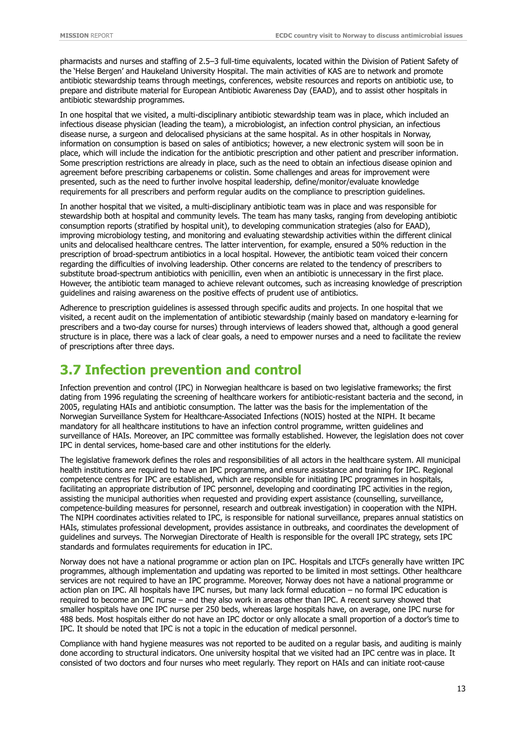pharmacists and nurses and staffing of 2.5–3 full-time equivalents, located within the Division of Patient Safety of the 'Helse Bergen' and Haukeland University Hospital. The main activities of KAS are to network and promote antibiotic stewardship teams through meetings, conferences, website resources and reports on antibiotic use, to prepare and distribute material for European Antibiotic Awareness Day (EAAD), and to assist other hospitals in antibiotic stewardship programmes.

In one hospital that we visited, a multi-disciplinary antibiotic stewardship team was in place, which included an infectious disease physician (leading the team), a microbiologist, an infection control physician, an infectious disease nurse, a surgeon and delocalised physicians at the same hospital. As in other hospitals in Norway, information on consumption is based on sales of antibiotics; however, a new electronic system will soon be in place, which will include the indication for the antibiotic prescription and other patient and prescriber information. Some prescription restrictions are already in place, such as the need to obtain an infectious disease opinion and agreement before prescribing carbapenems or colistin. Some challenges and areas for improvement were presented, such as the need to further involve hospital leadership, define/monitor/evaluate knowledge requirements for all prescribers and perform regular audits on the compliance to prescription guidelines.

In another hospital that we visited, a multi-disciplinary antibiotic team was in place and was responsible for stewardship both at hospital and community levels. The team has many tasks, ranging from developing antibiotic consumption reports (stratified by hospital unit), to developing communication strategies (also for EAAD), improving microbiology testing, and monitoring and evaluating stewardship activities within the different clinical units and delocalised healthcare centres. The latter intervention, for example, ensured a 50% reduction in the prescription of broad-spectrum antibiotics in a local hospital. However, the antibiotic team voiced their concern regarding the difficulties of involving leadership. Other concerns are related to the tendency of prescribers to substitute broad-spectrum antibiotics with penicillin, even when an antibiotic is unnecessary in the first place. However, the antibiotic team managed to achieve relevant outcomes, such as increasing knowledge of prescription guidelines and raising awareness on the positive effects of prudent use of antibiotics.

Adherence to prescription guidelines is assessed through specific audits and projects. In one hospital that we visited, a recent audit on the implementation of antibiotic stewardship (mainly based on mandatory e-learning for prescribers and a two-day course for nurses) through interviews of leaders showed that, although a good general structure is in place, there was a lack of clear goals, a need to empower nurses and a need to facilitate the review of prescriptions after three days.

## 3.7 Infection prevention and control

Infection prevention and control (IPC) in Norwegian healthcare is based on two legislative frameworks; the first dating from 1996 regulating the screening of healthcare workers for antibiotic-resistant bacteria and the second, in 2005, regulating HAIs and antibiotic consumption. The latter was the basis for the implementation of the Norwegian Surveillance System for Healthcare-Associated Infections (NOIS) hosted at the NIPH. It became mandatory for all healthcare institutions to have an infection control programme, written guidelines and surveillance of HAIs. Moreover, an IPC committee was formally established. However, the legislation does not cover IPC in dental services, home-based care and other institutions for the elderly.

The legislative framework defines the roles and responsibilities of all actors in the healthcare system. All municipal health institutions are required to have an IPC programme, and ensure assistance and training for IPC. Regional competence centres for IPC are established, which are responsible for initiating IPC programmes in hospitals, facilitating an appropriate distribution of IPC personnel, developing and coordinating IPC activities in the region, assisting the municipal authorities when requested and providing expert assistance (counselling, surveillance, competence-building measures for personnel, research and outbreak investigation) in cooperation with the NIPH. The NIPH coordinates activities related to IPC, is responsible for national surveillance, prepares annual statistics on HAIs, stimulates professional development, provides assistance in outbreaks, and coordinates the development of guidelines and surveys. The Norwegian Directorate of Health is responsible for the overall IPC strategy, sets IPC standards and formulates requirements for education in IPC.

Norway does not have a national programme or action plan on IPC. Hospitals and LTCFs generally have written IPC programmes, although implementation and updating was reported to be limited in most settings. Other healthcare services are not required to have an IPC programme. Moreover, Norway does not have a national programme or action plan on IPC. All hospitals have IPC nurses, but many lack formal education – no formal IPC education is required to become an IPC nurse – and they also work in areas other than IPC. A recent survey showed that smaller hospitals have one IPC nurse per 250 beds, whereas large hospitals have, on average, one IPC nurse for 488 beds. Most hospitals either do not have an IPC doctor or only allocate a small proportion of a doctor's time to IPC. It should be noted that IPC is not a topic in the education of medical personnel.

Compliance with hand hygiene measures was not reported to be audited on a regular basis, and auditing is mainly done according to structural indicators. One university hospital that we visited had an IPC centre was in place. It consisted of two doctors and four nurses who meet regularly. They report on HAIs and can initiate root-cause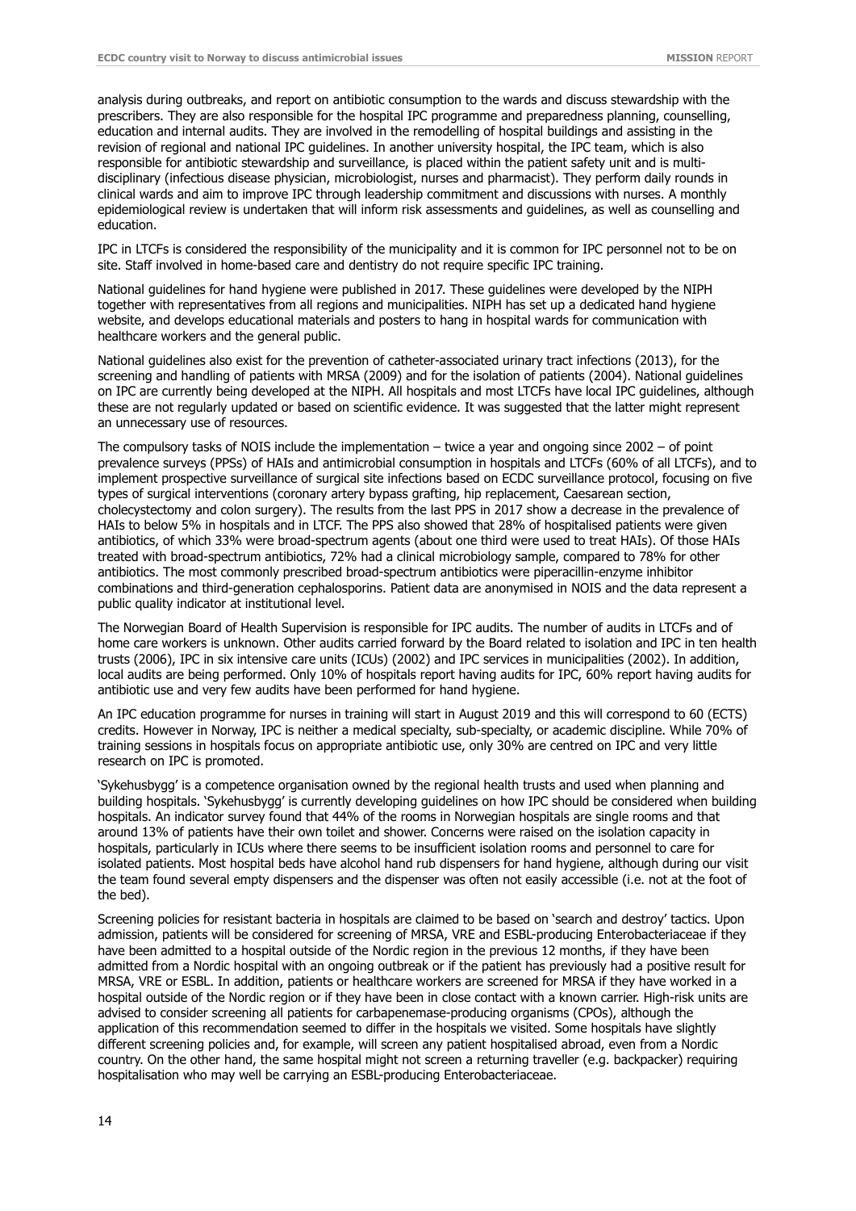analysis during outbreaks, and report on antibiotic consumption to the wards and discuss stewardship with the prescribers. They are also responsible for the hospital IPC programme and preparedness planning, counselling, education and internal audits. They are involved in the remodelling of hospital buildings and assisting in the revision of regional and national IPC guidelines. In another university hospital, the IPC team, which is also responsible for antibiotic stewardship and surveillance, is placed within the patient safety unit and is multi-disciplinary (infectious disease physician, microbiologist, nurses and pharmacist). They perform daily rounds in clinical wards and aim to improve IPC through leadership commitment and discussions with nurses. A monthly epidemiological review is undertaken that will inform risk assessments and guidelines, as well as counselling and education.

IPC in LTCFs is considered the responsibility of the municipality and it is common for IPC personnel not to be on site. Staff involved in home-based care and dentistry do not require specific IPC training.

National guidelines for hand hygiene were published in 2017. These guidelines were developed by the NIPH together with representatives from all regions and municipalities. NIPH has set up a dedicated hand hygiene website, and develops educational materials and posters to hang in hospital wards for communication with healthcare workers and the general public.

National guidelines also exist for the prevention of catheter-associated urinary tract infections (2013), for the screening and handling of patients with MRSA (2009) and for the isolation of patients (2004). National guidelines on IPC are currently being developed at the NIPH. All hospitals and most LTCFs have local IPC guidelines, although these are not regularly updated or based on scientific evidence. It was suggested that the latter might represent an unnecessary use of resources.

The compulsory tasks of NOIS include the implementation – twice a year and ongoing since 2002 – of point prevalence surveys (PPSs) of HAIs and antimicrobial consumption in hospitals and LTCFs (60% of all LTCFs), and to implement prospective surveillance of surgical site infections based on ECDC surveillance protocol, focusing on five types of surgical interventions (coronary artery bypass grafting, hip replacement, Caesarean section, cholecystectomy and colon surgery). The results from the last PPS in 2017 show a decrease in the prevalence of HAIs to below 5% in hospitals and in LTCF. The PPS also showed that 28% of hospitalised patients were given antibiotics, of which 33% were broad-spectrum agents (about one third were used to treat HAIs). Of those HAIs treated with broad-spectrum antibiotics, 72% had a clinical microbiology sample, compared to 78% for other antibiotics. The most commonly prescribed broad-spectrum antibiotics were piperacillin-enzyme inhibitor combinations and third-generation cephalosporins. Patient data are anonymised in NOIS and the data represent a public quality indicator at institutional level.

The Norwegian Board of Health Supervision is responsible for IPC audits. The number of audits in LTCFs and of home care workers is unknown. Other audits carried forward by the Board related to isolation and IPC in ten health trusts (2006), IPC in six intensive care units (ICUs) (2002) and IPC services in municipalities (2002). In addition, local audits are being performed. Only 10% of hospitals report having audits for IPC, 60% report having audits for antibiotic use and very few audits have been performed for hand hygiene.

An IPC education programme for nurses in training will start in August 2019 and this will correspond to 60 (ECTS) credits. However in Norway, IPC is neither a medical specialty, sub-specialty, or academic discipline. While 70% of training sessions in hospitals focus on appropriate antibiotic use, only 30% are centred on IPC and very little research on IPC is promoted.

'Sykehusbygg' is a competence organisation owned by the regional health trusts and used when planning and building hospitals. 'Sykehusbygg' is currently developing guidelines on how IPC should be considered when building hospitals. An indicator survey found that 44% of the rooms in Norwegian hospitals are single rooms and that around 13% of patients have their own toilet and shower. Concerns were raised on the isolation capacity in hospitals, particularly in ICUs where there seems to be insufficient isolation rooms and personnel to care for isolated patients. Most hospital beds have alcohol hand rub dispensers for hand hygiene, although during our visit the team found several empty dispensers and the dispenser was often not easily accessible (i.e. not at the foot of the bed).

Screening policies for resistant bacteria in hospitals are claimed to be based on 'search and destroy' tactics. Upon admission, patients will be considered for screening of MRSA, VRE and ESBL-producing Enterobacteriaceae if they have been admitted to a hospital outside of the Nordic region in the previous 12 months, if they have been admitted from a Nordic hospital with an ongoing outbreak or if the patient has previously had a positive result for MRSA, VRE or ESBL. In addition, patients or healthcare workers are screened for MRSA if they have worked in a hospital outside of the Nordic region or if they have been in close contact with a known carrier. High-risk units are advised to consider screening all patients for carbapenemase-producing organisms (CPOs), although the application of this recommendation seemed to differ in the hospitals we visited. Some hospitals have slightly different screening policies and, for example, will screen any patient hospitalised abroad, even from a Nordic country. On the other hand, the same hospital might not screen a returning traveller (e.g. backpacker) requiring hospitalisation who may well be carrying an ESBL-producing Enterobacteriaceae.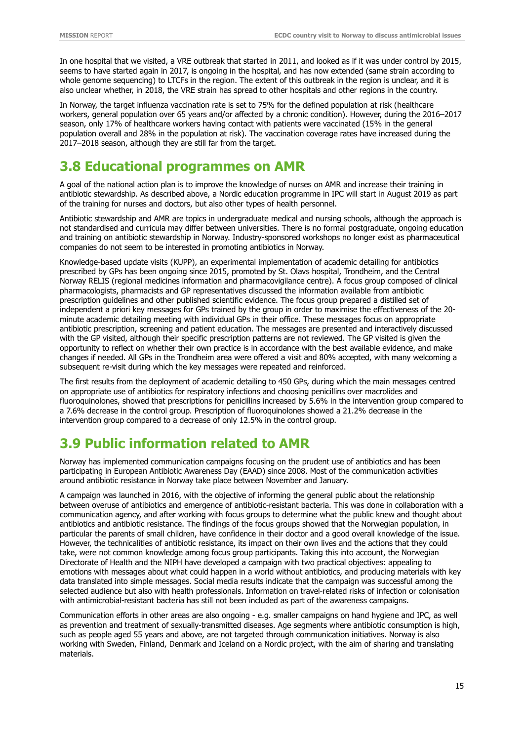In one hospital that we visited, a VRE outbreak that started in 2011, and looked as if it was under control by 2015, seems to have started again in 2017, is ongoing in the hospital, and has now extended (same strain according to whole genome sequencing) to LTCFs in the region. The extent of this outbreak in the region is unclear, and it is also unclear whether, in 2018, the VRE strain has spread to other hospitals and other regions in the country.

In Norway, the target influenza vaccination rate is set to 75% for the defined population at risk (healthcare workers, general population over 65 years and/or affected by a chronic condition). However, during the 2016–2017 season, only 17% of healthcare workers having contact with patients were vaccinated (15% in the general population overall and 28% in the population at risk). The vaccination coverage rates have increased during the 2017–2018 season, although they are still far from the target.

## 3.8 Educational programmes on AMR

A goal of the national action plan is to improve the knowledge of nurses on AMR and increase their training in antibiotic stewardship. As described above, a Nordic education programme in IPC will start in August 2019 as part of the training for nurses and doctors, but also other types of health personnel.

Antibiotic stewardship and AMR are topics in undergraduate medical and nursing schools, although the approach is not standardised and curricula may differ between universities. There is no formal postgraduate, ongoing education and training on antibiotic stewardship in Norway. Industry-sponsored workshops no longer exist as pharmaceutical companies do not seem to be interested in promoting antibiotics in Norway.

Knowledge-based update visits (KUPP), an experimental implementation of academic detailing for antibiotics prescribed by GPs has been ongoing since 2015, promoted by St. Olavs hospital, Trondheim, and the Central Norway RELIS (regional medicines information and pharmacovigilance centre). A focus group composed of clinical pharmacologists, pharmacists and GP representatives discussed the information available from antibiotic prescription guidelines and other published scientific evidence. The focus group prepared a distilled set of independent a priori key messages for GPs trained by the group in order to maximise the effectiveness of the 20-minute academic detailing meeting with individual GPs in their office. These messages focus on appropriate antibiotic prescription, screening and patient education. The messages are presented and interactively discussed with the GP visited, although their specific prescription patterns are not reviewed. The GP visited is given the opportunity to reflect on whether their own practice is in accordance with the best available evidence, and make changes if needed. All GPs in the Trondheim area were offered a visit and 80% accepted, with many welcoming a subsequent re-visit during which the key messages were repeated and reinforced.

The first results from the deployment of academic detailing to 450 GPs, during which the main messages centred on appropriate use of antibiotics for respiratory infections and choosing penicillins over macrolides and fluoroquinolones, showed that prescriptions for penicillins increased by 5.6% in the intervention group compared to a 7.6% decrease in the control group. Prescription of fluoroquinolones showed a 21.2% decrease in the intervention group compared to a decrease of only 12.5% in the control group.

## 3.9 Public information related to AMR

Norway has implemented communication campaigns focusing on the prudent use of antibiotics and has been participating in European Antibiotic Awareness Day (EAAD) since 2008. Most of the communication activities around antibiotic resistance in Norway take place between November and January.

A campaign was launched in 2016, with the objective of informing the general public about the relationship between overuse of antibiotics and emergence of antibiotic-resistant bacteria. This was done in collaboration with a communication agency, and after working with focus groups to determine what the public knew and thought about antibiotics and antibiotic resistance. The findings of the focus groups showed that the Norwegian population, in particular the parents of small children, have confidence in their doctor and a good overall knowledge of the issue. However, the technicalities of antibiotic resistance, its impact on their own lives and the actions that they could take, were not common knowledge among focus group participants. Taking this into account, the Norwegian Directorate of Health and the NIPH have developed a campaign with two practical objectives: appealing to emotions with messages about what could happen in a world without antibiotics, and producing materials with key data translated into simple messages. Social media results indicate that the campaign was successful among the selected audience but also with health professionals. Information on travel-related risks of infection or colonisation with antimicrobial-resistant bacteria has still not been included as part of the awareness campaigns.

Communication efforts in other areas are also ongoing - e.g. smaller campaigns on hand hygiene and IPC, as well as prevention and treatment of sexually-transmitted diseases. Age segments where antibiotic consumption is high, such as people aged 55 years and above, are not targeted through communication initiatives. Norway is also working with Sweden, Finland, Denmark and Iceland on a Nordic project, with the aim of sharing and translating materials.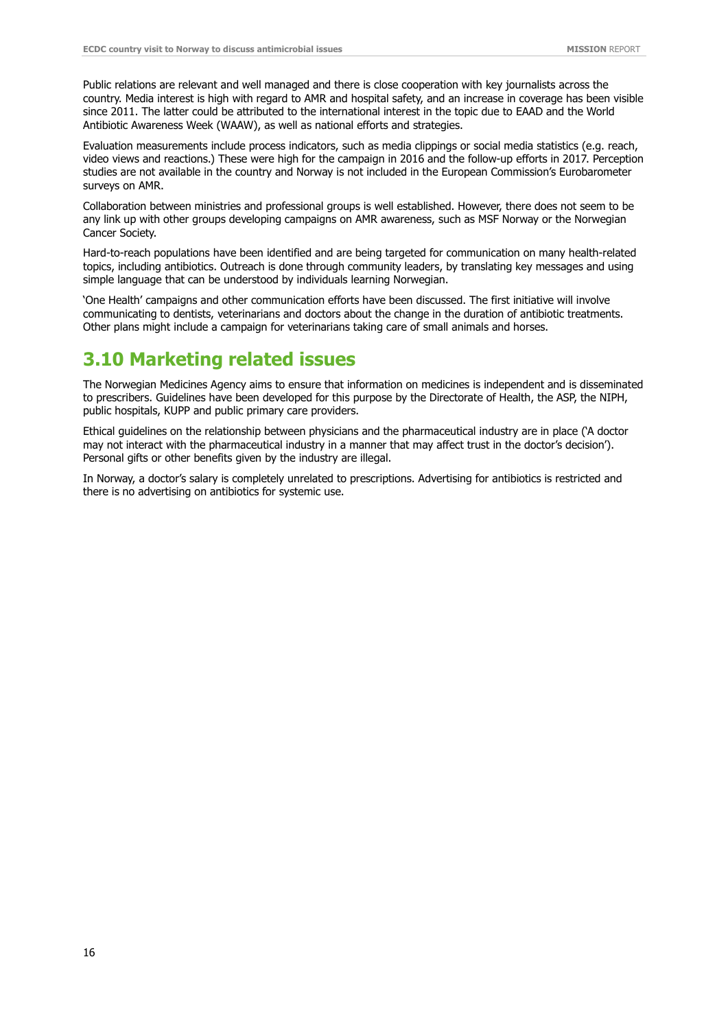Public relations are relevant and well managed and there is close cooperation with key journalists across the country. Media interest is high with regard to AMR and hospital safety, and an increase in coverage has been visible since 2011. The latter could be attributed to the international interest in the topic due to EAAD and the World Antibiotic Awareness Week (WAAW), as well as national efforts and strategies.

Evaluation measurements include process indicators, such as media clippings or social media statistics (e.g. reach, video views and reactions.) These were high for the campaign in 2016 and the follow-up efforts in 2017. Perception studies are not available in the country and Norway is not included in the European Commission's Eurobarometer surveys on AMR.

Collaboration between ministries and professional groups is well established. However, there does not seem to be any link up with other groups developing campaigns on AMR awareness, such as MSF Norway or the Norwegian Cancer Society.

Hard-to-reach populations have been identified and are being targeted for communication on many health-related topics, including antibiotics. Outreach is done through community leaders, by translating key messages and using simple language that can be understood by individuals learning Norwegian.

'One Health' campaigns and other communication efforts have been discussed. The first initiative will involve communicating to dentists, veterinarians and doctors about the change in the duration of antibiotic treatments. Other plans might include a campaign for veterinarians taking care of small animals and horses.

## 3.10 Marketing related issues

The Norwegian Medicines Agency aims to ensure that information on medicines is independent and is disseminated to prescribers. Guidelines have been developed for this purpose by the Directorate of Health, the ASP, the NIPH, public hospitals, KUPP and public primary care providers.

Ethical guidelines on the relationship between physicians and the pharmaceutical industry are in place ('A doctor may not interact with the pharmaceutical industry in a manner that may affect trust in the doctor's decision'). Personal gifts or other benefits given by the industry are illegal.

In Norway, a doctor's salary is completely unrelated to prescriptions. Advertising for antibiotics is restricted and there is no advertising on antibiotics for systemic use.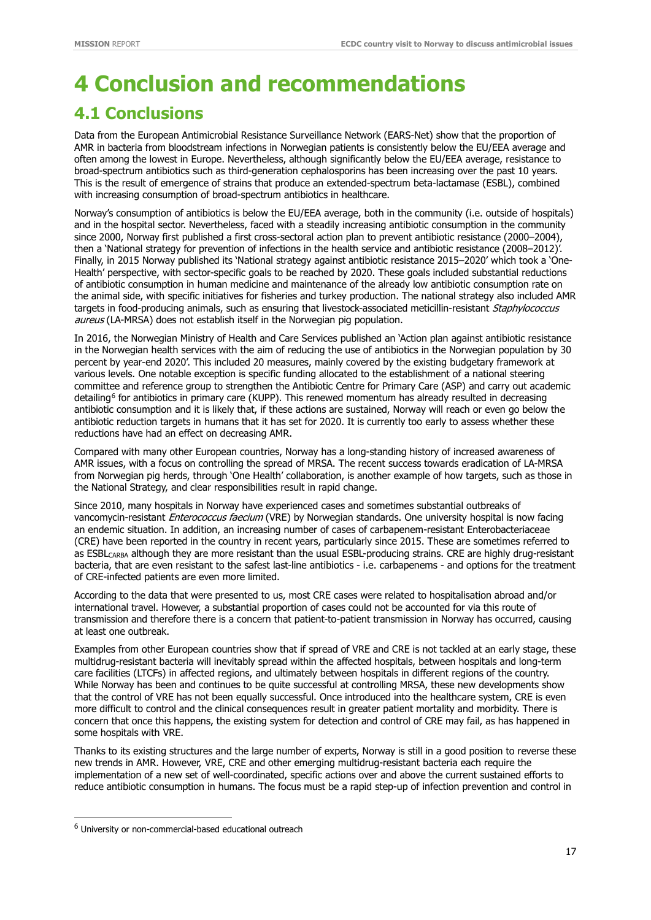# 4 Conclusion and recommendations

## 4.1 Conclusions

Data from the European Antimicrobial Resistance Surveillance Network (EARS-Net) show that the proportion of AMR in bacteria from bloodstream infections in Norwegian patients is consistently below the EU/EEA average and often among the lowest in Europe. Nevertheless, although significantly below the EU/EEA average, resistance to broad-spectrum antibiotics such as third-generation cephalosporins has been increasing over the past 10 years. This is the result of emergence of strains that produce an extended-spectrum beta-lactamase (ESBL), combined with increasing consumption of broad-spectrum antibiotics in healthcare.

Norway's consumption of antibiotics is below the EU/EEA average, both in the community (i.e. outside of hospitals) and in the hospital sector. Nevertheless, faced with a steadily increasing antibiotic consumption in the community since 2000, Norway first published a first cross-sectoral action plan to prevent antibiotic resistance (2000–2004), then a 'National strategy for prevention of infections in the health service and antibiotic resistance (2008–2012)'. Finally, in 2015 Norway published its 'National strategy against antibiotic resistance 2015–2020' which took a 'One-Health' perspective, with sector-specific goals to be reached by 2020. These goals included substantial reductions of antibiotic consumption in human medicine and maintenance of the already low antibiotic consumption rate on the animal side, with specific initiatives for fisheries and turkey production. The national strategy also included AMR targets in food-producing animals, such as ensuring that livestock-associated meticillin-resistant *Staphylococcus aureus* (LA-MRSA) does not establish itself in the Norwegian pig population.

In 2016, the Norwegian Ministry of Health and Care Services published an 'Action plan against antibiotic resistance in the Norwegian health services with the aim of reducing the use of antibiotics in the Norwegian population by 30 percent by year-end 2020'. This included 20 measures, mainly covered by the existing budgetary framework at various levels. One notable exception is specific funding allocated to the establishment of a national steering committee and reference group to strengthen the Antibiotic Centre for Primary Care (ASP) and carry out academic detailing[6] for antibiotics in primary care (KUPP). This renewed momentum has already resulted in decreasing antibiotic consumption and it is likely that, if these actions are sustained, Norway will reach or even go below the antibiotic reduction targets in humans that it has set for 2020. It is currently too early to assess whether these reductions have had an effect on decreasing AMR.

Compared with many other European countries, Norway has a long-standing history of increased awareness of AMR issues, with a focus on controlling the spread of MRSA. The recent success towards eradication of LA-MRSA from Norwegian pig herds, through 'One Health' collaboration, is another example of how targets, such as those in the National Strategy, and clear responsibilities result in rapid change.

Since 2010, many hospitals in Norway have experienced cases and sometimes substantial outbreaks of vancomycin-resistant *Enterococcus faecium* (VRE) by Norwegian standards. One university hospital is now facing an endemic situation. In addition, an increasing number of cases of carbapenem-resistant Enterobacteriaceae (CRE) have been reported in the country in recent years, particularly since 2015. These are sometimes referred to as $ESBL_{CARBA}$ although they are more resistant than the usual ESBL-producing strains. CRE are highly drug-resistant bacteria, that are even resistant to the safest last-line antibiotics - i.e. carbapenems - and options for the treatment of CRE-infected patients are even more limited.

According to the data that were presented to us, most CRE cases were related to hospitalisation abroad and/or international travel. However, a substantial proportion of cases could not be accounted for via this route of transmission and therefore there is a concern that patient-to-patient transmission in Norway has occurred, causing at least one outbreak.

Examples from other European countries show that if spread of VRE and CRE is not tackled at an early stage, these multidrug-resistant bacteria will inevitably spread within the affected hospitals, between hospitals and long-term care facilities (LTCFs) in affected regions, and ultimately between hospitals in different regions of the country. While Norway has been and continues to be quite successful at controlling MRSA, these new developments show that the control of VRE has not been equally successful. Once introduced into the healthcare system, CRE is even more difficult to control and the clinical consequences result in greater patient mortality and morbidity. There is concern that once this happens, the existing system for detection and control of CRE may fail, as has happened in some hospitals with VRE.

Thanks to its existing structures and the large number of experts, Norway is still in a good position to reverse these new trends in AMR. However, VRE, CRE and other emerging multidrug-resistant bacteria each require the implementation of a new set of well-coordinated, specific actions over and above the current sustained efforts to reduce antibiotic consumption in humans. The focus must be a rapid step-up of infection prevention and control in

[6] University or non-commercial-based educational outreach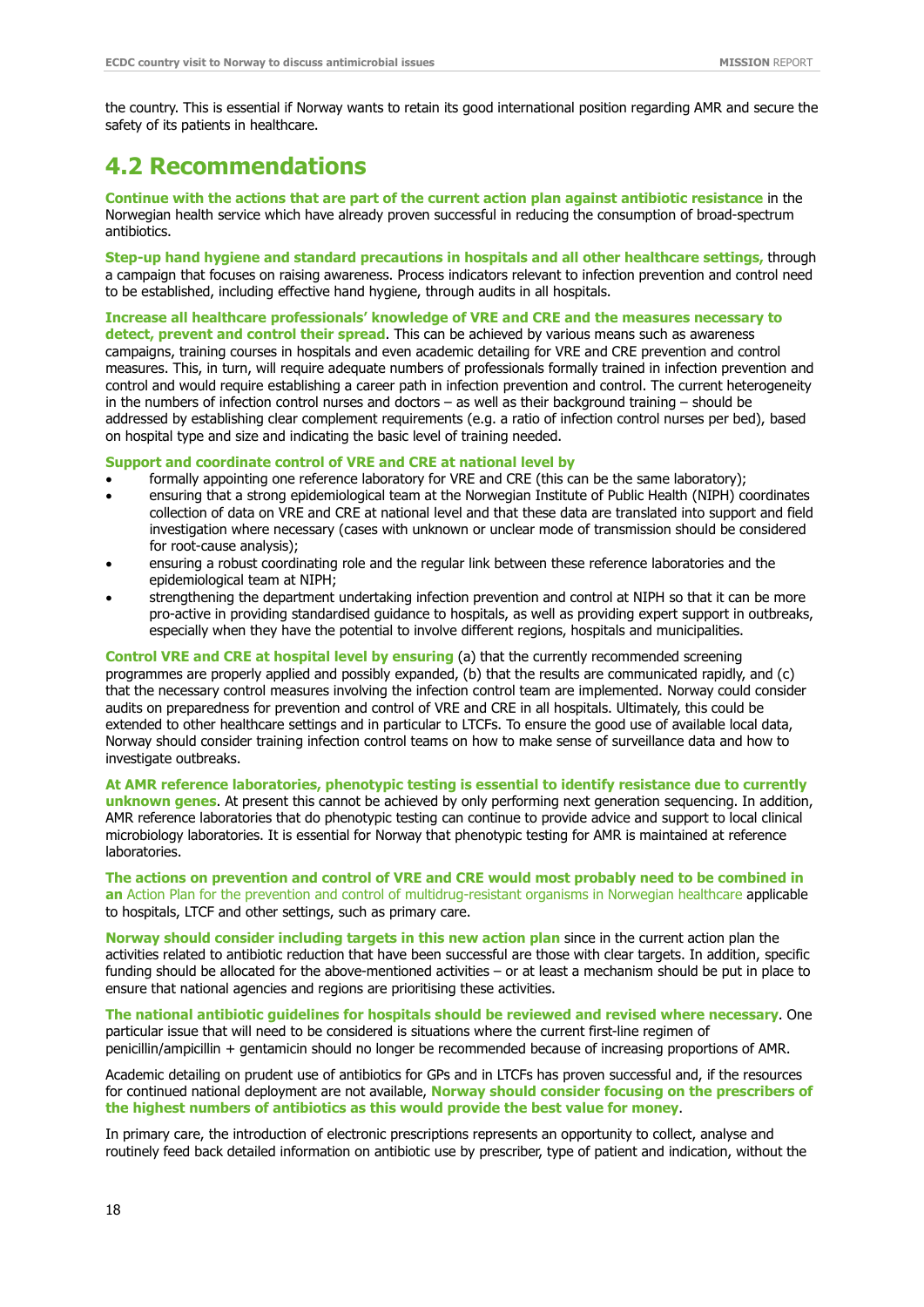the country. This is essential if Norway wants to retain its good international position regarding AMR and secure the safety of its patients in healthcare.

## 4.2 Recommendations

**Continue with the actions that are part of the current action plan against antibiotic resistance** in the Norwegian health service which have already proven successful in reducing the consumption of broad-spectrum antibiotics.

**Step-up hand hygiene and standard precautions in hospitals and all other healthcare settings,** through a campaign that focuses on raising awareness. Process indicators relevant to infection prevention and control need to be established, including effective hand hygiene, through audits in all hospitals.

**Increase all healthcare professionals' knowledge of VRE and CRE and the measures necessary to detect, prevent and control their spread**. This can be achieved by various means such as awareness campaigns, training courses in hospitals and even academic detailing for VRE and CRE prevention and control measures. This, in turn, will require adequate numbers of professionals formally trained in infection prevention and control and would require establishing a career path in infection prevention and control. The current heterogeneity in the numbers of infection control nurses and doctors – as well as their background training – should be addressed by establishing clear complement requirements (e.g. a ratio of infection control nurses per bed), based on hospital type and size and indicating the basic level of training needed.

**Support and coordinate control of VRE and CRE at national level by**

- formally appointing one reference laboratory for VRE and CRE (this can be the same laboratory);
- ensuring that a strong epidemiological team at the Norwegian Institute of Public Health (NIPH) coordinates collection of data on VRE and CRE at national level and that these data are translated into support and field investigation where necessary (cases with unknown or unclear mode of transmission should be considered for root-cause analysis);
- ensuring a robust coordinating role and the regular link between these reference laboratories and the epidemiological team at NIPH;
- strengthening the department undertaking infection prevention and control at NIPH so that it can be more pro-active in providing standardised guidance to hospitals, as well as providing expert support in outbreaks, especially when they have the potential to involve different regions, hospitals and municipalities.

**Control VRE and CRE at hospital level by ensuring** (a) that the currently recommended screening programmes are properly applied and possibly expanded, (b) that the results are communicated rapidly, and (c) that the necessary control measures involving the infection control team are implemented. Norway could consider audits on preparedness for prevention and control of VRE and CRE in all hospitals. Ultimately, this could be extended to other healthcare settings and in particular to LTCFs. To ensure the good use of available local data, Norway should consider training infection control teams on how to make sense of surveillance data and how to investigate outbreaks.

**At AMR reference laboratories, phenotypic testing is essential to identify resistance due to currently unknown genes**. At present this cannot be achieved by only performing next generation sequencing. In addition, AMR reference laboratories that do phenotypic testing can continue to provide advice and support to local clinical microbiology laboratories. It is essential for Norway that phenotypic testing for AMR is maintained at reference laboratories.

**The actions on prevention and control of VRE and CRE would most probably need to be combined in an** Action Plan for the prevention and control of multidrug-resistant organisms in Norwegian healthcare applicable to hospitals, LTCF and other settings, such as primary care.

**Norway should consider including targets in this new action plan** since in the current action plan the activities related to antibiotic reduction that have been successful are those with clear targets. In addition, specific funding should be allocated for the above-mentioned activities – or at least a mechanism should be put in place to ensure that national agencies and regions are prioritising these activities.

**The national antibiotic guidelines for hospitals should be reviewed and revised where necessary**. One particular issue that will need to be considered is situations where the current first-line regimen of penicillin/ampicillin + gentamicin should no longer be recommended because of increasing proportions of AMR.

Academic detailing on prudent use of antibiotics for GPs and in LTCFs has proven successful and, if the resources for continued national deployment are not available, **Norway should consider focusing on the prescribers of the highest numbers of antibiotics as this would provide the best value for money**.

In primary care, the introduction of electronic prescriptions represents an opportunity to collect, analyse and routinely feed back detailed information on antibiotic use by prescriber, type of patient and indication, without the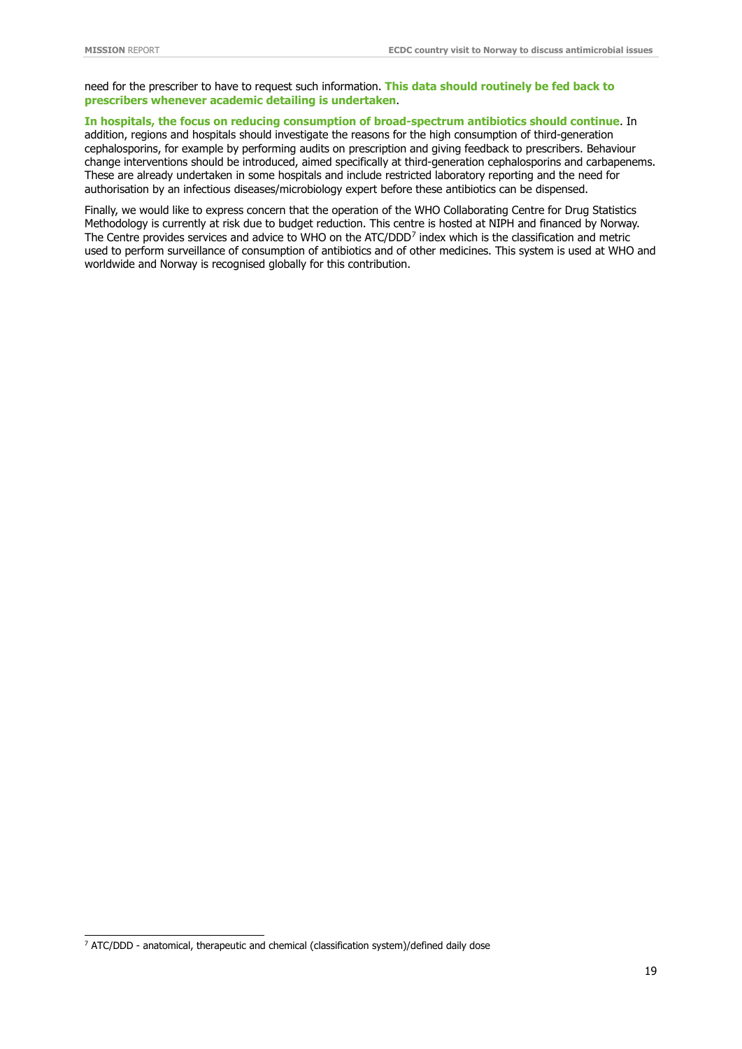need for the prescriber to have to request such information. **This data should routinely be fed back to prescribers whenever academic detailing is undertaken**.

**In hospitals, the focus on reducing consumption of broad-spectrum antibiotics should continue**. In addition, regions and hospitals should investigate the reasons for the high consumption of third-generation cephalosporins, for example by performing audits on prescription and giving feedback to prescribers. Behaviour change interventions should be introduced, aimed specifically at third-generation cephalosporins and carbapenems. These are already undertaken in some hospitals and include restricted laboratory reporting and the need for authorisation by an infectious diseases/microbiology expert before these antibiotics can be dispensed.

Finally, we would like to express concern that the operation of the WHO Collaborating Centre for Drug Statistics Methodology is currently at risk due to budget reduction. This centre is hosted at NIPH and financed by Norway. The Centre provides services and advice to WHO on the ATC/DDD[7] index which is the classification and metric used to perform surveillance of consumption of antibiotics and of other medicines. This system is used at WHO and worldwide and Norway is recognised globally for this contribution.

[7] ATC/DDD - anatomical, therapeutic and chemical (classification system)/defined daily dose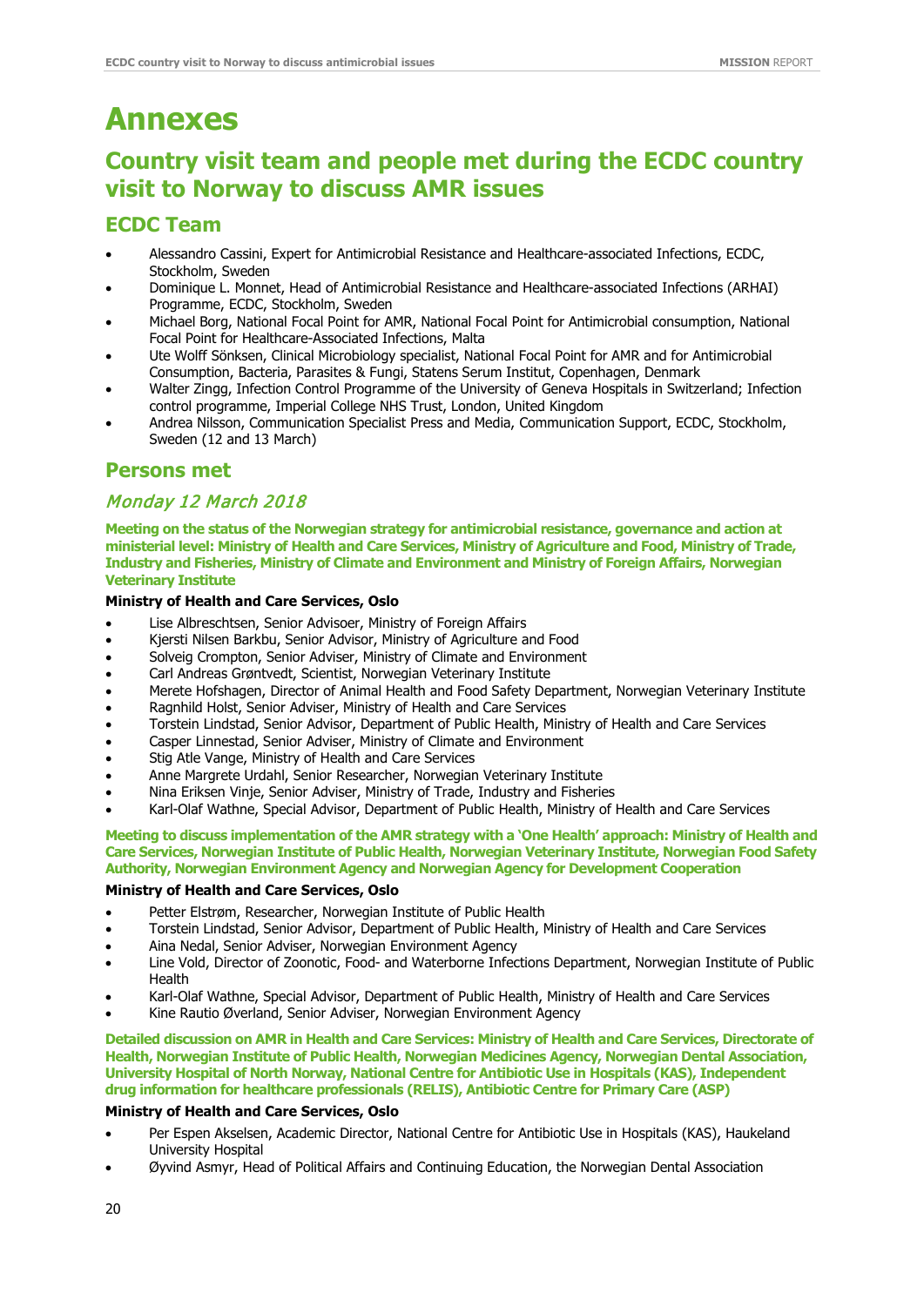# Annexes

## Country visit team and people met during the ECDC country visit to Norway to discuss AMR issues

### ECDC Team

- Alessandro Cassini, Expert for Antimicrobial Resistance and Healthcare-associated Infections, ECDC, Stockholm, Sweden
- Dominique L. Monnet, Head of Antimicrobial Resistance and Healthcare-associated Infections (ARHAI) Programme, ECDC, Stockholm, Sweden
- Michael Borg, National Focal Point for AMR, National Focal Point for Antimicrobial consumption, National Focal Point for Healthcare-Associated Infections, Malta
- Ute Wolff Sönksen, Clinical Microbiology specialist, National Focal Point for AMR and for Antimicrobial Consumption, Bacteria, Parasites & Fungi, Statens Serum Institut, Copenhagen, Denmark
- Walter Zingg, Infection Control Programme of the University of Geneva Hospitals in Switzerland; Infection control programme, Imperial College NHS Trust, London, United Kingdom
- Andrea Nilsson, Communication Specialist Press and Media, Communication Support, ECDC, Stockholm, Sweden (12 and 13 March)

### Persons met

#### *Monday 12 March 2018*

**Meeting on the status of the Norwegian strategy for antimicrobial resistance, governance and action at ministerial level: Ministry of Health and Care Services, Ministry of Agriculture and Food, Ministry of Trade, Industry and Fisheries, Ministry of Climate and Environment and Ministry of Foreign Affairs, Norwegian Veterinary Institute**

**Ministry of Health and Care Services, Oslo**

- Lise Albreschtsen, Senior Advisoer, Ministry of Foreign Affairs
- Kjersti Nilsen Barkbu, Senior Advisor, Ministry of Agriculture and Food
- Solveig Crompton, Senior Adviser, Ministry of Climate and Environment
- Carl Andreas Grøntvedt, Scientist, Norwegian Veterinary Institute
- Merete Hofshagen, Director of Animal Health and Food Safety Department, Norwegian Veterinary Institute
- Ragnhild Holst, Senior Adviser, Ministry of Health and Care Services
- Torstein Lindstad, Senior Advisor, Department of Public Health, Ministry of Health and Care Services
- Casper Linnestad, Senior Adviser, Ministry of Climate and Environment
- Stig Atle Vange, Ministry of Health and Care Services
- Anne Margrete Urdahl, Senior Researcher, Norwegian Veterinary Institute
- Nina Eriksen Vinje, Senior Adviser, Ministry of Trade, Industry and Fisheries
- Karl-Olaf Wathne, Special Advisor, Department of Public Health, Ministry of Health and Care Services

**Meeting to discuss implementation of the AMR strategy with a 'One Health' approach: Ministry of Health and Care Services, Norwegian Institute of Public Health, Norwegian Veterinary Institute, Norwegian Food Safety Authority, Norwegian Environment Agency and Norwegian Agency for Development Cooperation**

**Ministry of Health and Care Services, Oslo**

- Petter Elstrøm, Researcher, Norwegian Institute of Public Health
- Torstein Lindstad, Senior Advisor, Department of Public Health, Ministry of Health and Care Services
- Aina Nedal, Senior Adviser, Norwegian Environment Agency
- Line Vold, Director of Zoonotic, Food- and Waterborne Infections Department, Norwegian Institute of Public Health
- Karl-Olaf Wathne, Special Advisor, Department of Public Health, Ministry of Health and Care Services
- Kine Rautio Øverland, Senior Adviser, Norwegian Environment Agency

**Detailed discussion on AMR in Health and Care Services: Ministry of Health and Care Services, Directorate of Health, Norwegian Institute of Public Health, Norwegian Medicines Agency, Norwegian Dental Association, University Hospital of North Norway, National Centre for Antibiotic Use in Hospitals (KAS), Independent drug information for healthcare professionals (RELIS), Antibiotic Centre for Primary Care (ASP)**

**Ministry of Health and Care Services, Oslo**

- Per Espen Akselsen, Academic Director, National Centre for Antibiotic Use in Hospitals (KAS), Haukeland University Hospital
- Øyvind Asmyr, Head of Political Affairs and Continuing Education, the Norwegian Dental Association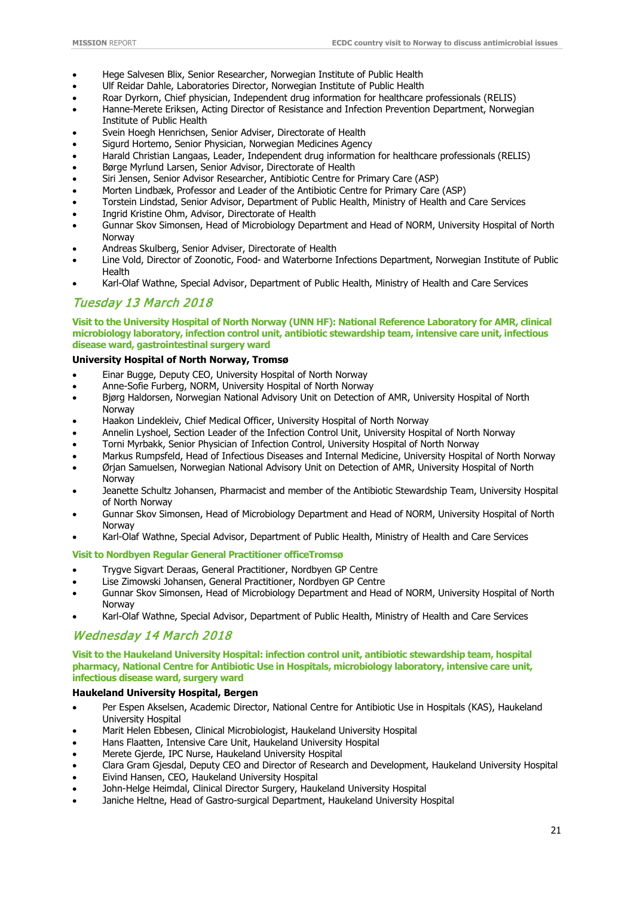- Hege Salvesen Blix, Senior Researcher, Norwegian Institute of Public Health
- Ulf Reidar Dahle, Laboratories Director, Norwegian Institute of Public Health
- Roar Dyrkorn, Chief physician, Independent drug information for healthcare professionals (RELIS)
- Hanne-Merete Eriksen, Acting Director of Resistance and Infection Prevention Department, Norwegian Institute of Public Health
- Svein Hoegh Henrichsen, Senior Adviser, Directorate of Health
- Sigurd Hortemo, Senior Physician, Norwegian Medicines Agency
- Harald Christian Langaas, Leader, Independent drug information for healthcare professionals (RELIS)
- Børge Myrlund Larsen, Senior Advisor, Directorate of Health
- Siri Jensen, Senior Advisor Researcher, Antibiotic Centre for Primary Care (ASP)
- Morten Lindbæk, Professor and Leader of the Antibiotic Centre for Primary Care (ASP)
- Torstein Lindstad, Senior Advisor, Department of Public Health, Ministry of Health and Care Services
- Ingrid Kristine Ohm, Advisor, Directorate of Health
- Gunnar Skov Simonsen, Head of Microbiology Department and Head of NORM, University Hospital of North Norway
- Andreas Skulberg, Senior Adviser, Directorate of Health
- Line Vold, Director of Zoonotic, Food- and Waterborne Infections Department, Norwegian Institute of Public Health
- Karl-Olaf Wathne, Special Advisor, Department of Public Health, Ministry of Health and Care Services

## *Tuesday 13 March 2018*

### Visit to the University Hospital of North Norway (UNN HF): National Reference Laboratory for AMR, clinical microbiology laboratory, infection control unit, antibiotic stewardship team, intensive care unit, infectious disease ward, gastrointestinal surgery ward

**University Hospital of North Norway, Tromsø**

- Einar Bugge, Deputy CEO, University Hospital of North Norway
- Anne-Sofie Furberg, NORM, University Hospital of North Norway
- Bjørg Haldorsen, Norwegian National Advisory Unit on Detection of AMR, University Hospital of North Norway
- Haakon Lindekleiv, Chief Medical Officer, University Hospital of North Norway
- Annelin Lyshoel, Section Leader of the Infection Control Unit, University Hospital of North Norway
- Torni Myrbakk, Senior Physician of Infection Control, University Hospital of North Norway
- Markus Rumpsfeld, Head of Infectious Diseases and Internal Medicine, University Hospital of North Norway
- Ørjan Samuelsen, Norwegian National Advisory Unit on Detection of AMR, University Hospital of North Norway
- Jeanette Schultz Johansen, Pharmacist and member of the Antibiotic Stewardship Team, University Hospital of North Norway
- Gunnar Skov Simonsen, Head of Microbiology Department and Head of NORM, University Hospital of North Norway
- Karl-Olaf Wathne, Special Advisor, Department of Public Health, Ministry of Health and Care Services

### Visit to Nordbyen Regular General Practitioner officeTromsø

- Trygve Sigvart Deraas, General Practitioner, Nordbyen GP Centre
- Lise Zimowski Johansen, General Practitioner, Nordbyen GP Centre
- Gunnar Skov Simonsen, Head of Microbiology Department and Head of NORM, University Hospital of North Norway
- Karl-Olaf Wathne, Special Advisor, Department of Public Health, Ministry of Health and Care Services

## *Wednesday 14 March 2018*

### Visit to the Haukeland University Hospital: infection control unit, antibiotic stewardship team, hospital pharmacy, National Centre for Antibiotic Use in Hospitals, microbiology laboratory, intensive care unit, infectious disease ward, surgery ward

**Haukeland University Hospital, Bergen**

- Per Espen Akselsen, Academic Director, National Centre for Antibiotic Use in Hospitals (KAS), Haukeland University Hospital
- Marit Helen Ebbesen, Clinical Microbiologist, Haukeland University Hospital
- Hans Flaatten, Intensive Care Unit, Haukeland University Hospital
- Merete Gjerde, IPC Nurse, Haukeland University Hospital
- Clara Gram Gjesdal, Deputy CEO and Director of Research and Development, Haukeland University Hospital
- Eivind Hansen, CEO, Haukeland University Hospital
- John-Helge Heimdal, Clinical Director Surgery, Haukeland University Hospital
- Janiche Heltne, Head of Gastro-surgical Department, Haukeland University Hospital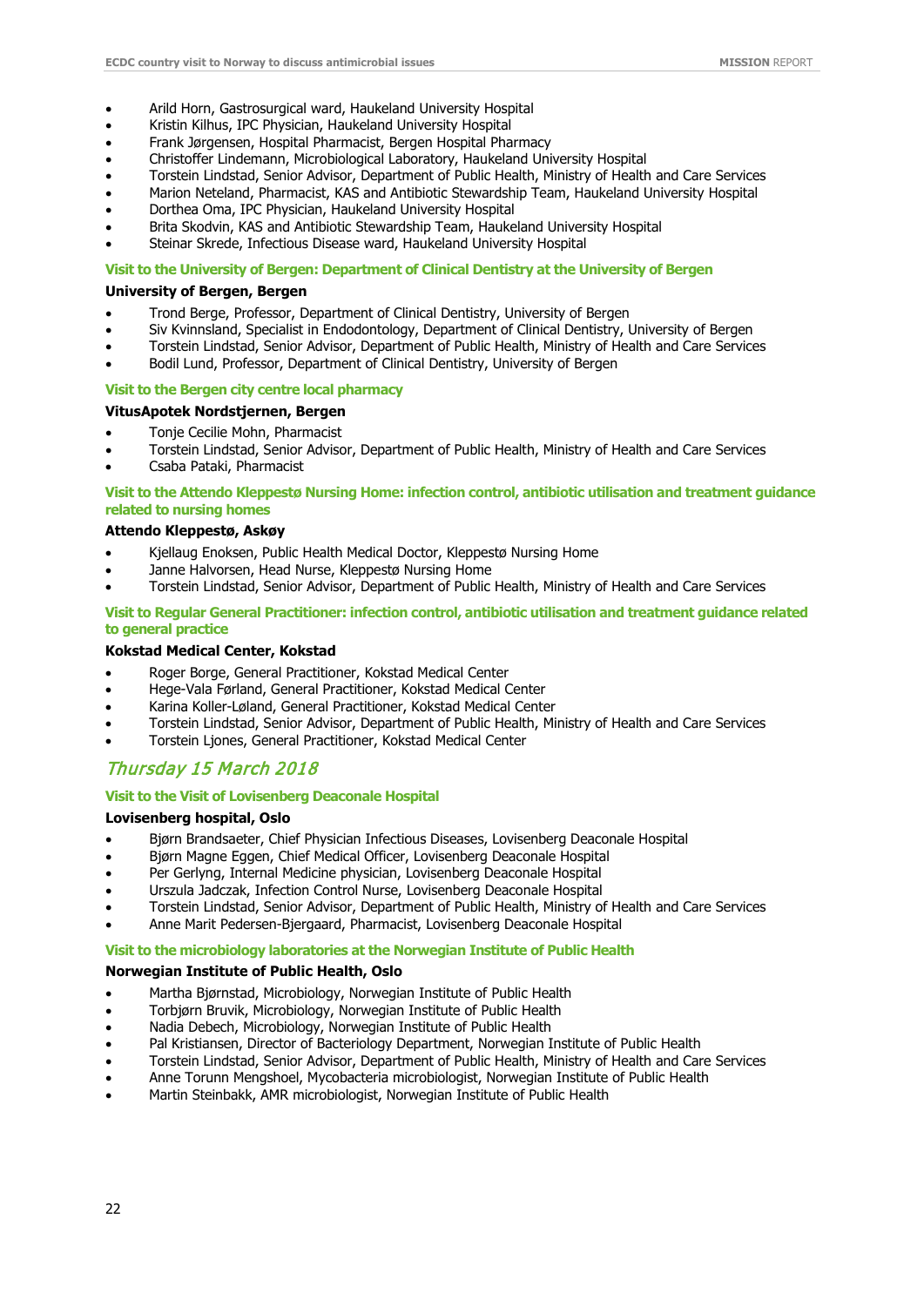- Arild Horn, Gastrosurgical ward, Haukeland University Hospital
- Kristin Kilhus, IPC Physician, Haukeland University Hospital
- Frank Jørgensen, Hospital Pharmacist, Bergen Hospital Pharmacy
- Christoffer Lindemann, Microbiological Laboratory, Haukeland University Hospital
- Torstein Lindstad, Senior Advisor, Department of Public Health, Ministry of Health and Care Services
- Marion Neteland, Pharmacist, KAS and Antibiotic Stewardship Team, Haukeland University Hospital
- Dorthea Oma, IPC Physician, Haukeland University Hospital
- Brita Skodvin, KAS and Antibiotic Stewardship Team, Haukeland University Hospital
- Steinar Skrede, Infectious Disease ward, Haukeland University Hospital

### Visit to the University of Bergen: Department of Clinical Dentistry at the University of Bergen

**University of Bergen, Bergen**

- Trond Berge, Professor, Department of Clinical Dentistry, University of Bergen
- Siv Kvinnsland, Specialist in Endodontology, Department of Clinical Dentistry, University of Bergen
- Torstein Lindstad, Senior Advisor, Department of Public Health, Ministry of Health and Care Services
- Bodil Lund, Professor, Department of Clinical Dentistry, University of Bergen

### Visit to the Bergen city centre local pharmacy

**VitusApotek Nordstjernen, Bergen**

- Tonje Cecilie Mohn, Pharmacist
- Torstein Lindstad, Senior Advisor, Department of Public Health, Ministry of Health and Care Services
- Csaba Pataki, Pharmacist

### Visit to the Attendo Kleppestø Nursing Home: infection control, antibiotic utilisation and treatment guidance related to nursing homes

**Attendo Kleppestø, Askøy**

- Kjellaug Enoksen, Public Health Medical Doctor, Kleppestø Nursing Home
- Janne Halvorsen, Head Nurse, Kleppestø Nursing Home
- Torstein Lindstad, Senior Advisor, Department of Public Health, Ministry of Health and Care Services

### Visit to Regular General Practitioner: infection control, antibiotic utilisation and treatment guidance related to general practice

**Kokstad Medical Center, Kokstad**

- Roger Borge, General Practitioner, Kokstad Medical Center
- Hege-Vala Førland, General Practitioner, Kokstad Medical Center
- Karina Koller-Løland, General Practitioner, Kokstad Medical Center
- Torstein Lindstad, Senior Advisor, Department of Public Health, Ministry of Health and Care Services
- Torstein Ljones, General Practitioner, Kokstad Medical Center

## *Thursday 15 March 2018*

### Visit to the Visit of Lovisenberg Deaconale Hospital

**Lovisenberg hospital, Oslo**

- Bjørn Brandsaeter, Chief Physician Infectious Diseases, Lovisenberg Deaconale Hospital
- Bjørn Magne Eggen, Chief Medical Officer, Lovisenberg Deaconale Hospital
- Per Gerlyng, Internal Medicine physician, Lovisenberg Deaconale Hospital
- Urszula Jadczak, Infection Control Nurse, Lovisenberg Deaconale Hospital
- Torstein Lindstad, Senior Advisor, Department of Public Health, Ministry of Health and Care Services
- Anne Marit Pedersen-Bjergaard, Pharmacist, Lovisenberg Deaconale Hospital

### Visit to the microbiology laboratories at the Norwegian Institute of Public Health

**Norwegian Institute of Public Health, Oslo**

- Martha Bjørnstad, Microbiology, Norwegian Institute of Public Health
- Torbjørn Bruvik, Microbiology, Norwegian Institute of Public Health
- Nadia Debech, Microbiology, Norwegian Institute of Public Health
- Pal Kristiansen, Director of Bacteriology Department, Norwegian Institute of Public Health
- Torstein Lindstad, Senior Advisor, Department of Public Health, Ministry of Health and Care Services
- Anne Torunn Mengshoel, Mycobacteria microbiologist, Norwegian Institute of Public Health
- Martin Steinbakk, AMR microbiologist, Norwegian Institute of Public Health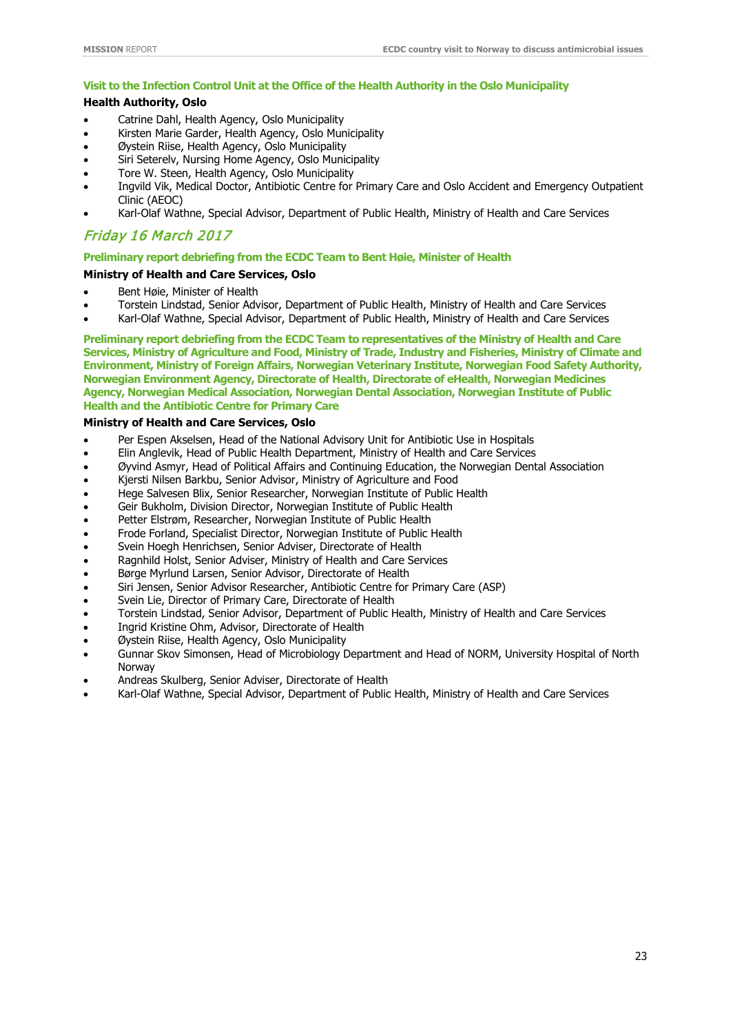### Visit to the Infection Control Unit at the Office of the Health Authority in the Oslo Municipality

**Health Authority, Oslo**

- Catrine Dahl, Health Agency, Oslo Municipality
- Kirsten Marie Garder, Health Agency, Oslo Municipality
- Øystein Riise, Health Agency, Oslo Municipality
- Siri Seterelv, Nursing Home Agency, Oslo Municipality
- Tore W. Steen, Health Agency, Oslo Municipality
- Ingvild Vik, Medical Doctor, Antibiotic Centre for Primary Care and Oslo Accident and Emergency Outpatient Clinic (AEOC)
- Karl-Olaf Wathne, Special Advisor, Department of Public Health, Ministry of Health and Care Services

## *Friday 16 March 2017*

### Preliminary report debriefing from the ECDC Team to Bent Høie, Minister of Health

**Ministry of Health and Care Services, Oslo**

- Bent Høie, Minister of Health
- Torstein Lindstad, Senior Advisor, Department of Public Health, Ministry of Health and Care Services
- Karl-Olaf Wathne, Special Advisor, Department of Public Health, Ministry of Health and Care Services

### Preliminary report debriefing from the ECDC Team to representatives of the Ministry of Health and Care Services, Ministry of Agriculture and Food, Ministry of Trade, Industry and Fisheries, Ministry of Climate and Environment, Ministry of Foreign Affairs, Norwegian Veterinary Institute, Norwegian Food Safety Authority, Norwegian Environment Agency, Directorate of Health, Directorate of eHealth, Norwegian Medicines Agency, Norwegian Medical Association, Norwegian Dental Association, Norwegian Institute of Public Health and the Antibiotic Centre for Primary Care

**Ministry of Health and Care Services, Oslo**

- Per Espen Akselsen, Head of the National Advisory Unit for Antibiotic Use in Hospitals
- Elin Anglevik, Head of Public Health Department, Ministry of Health and Care Services
- Øyvind Asmyr, Head of Political Affairs and Continuing Education, the Norwegian Dental Association
- Kjersti Nilsen Barkbu, Senior Advisor, Ministry of Agriculture and Food
- Hege Salvesen Blix, Senior Researcher, Norwegian Institute of Public Health
- Geir Bukholm, Division Director, Norwegian Institute of Public Health
- Petter Elstrøm, Researcher, Norwegian Institute of Public Health
- Frode Forland, Specialist Director, Norwegian Institute of Public Health
- Svein Hoegh Henrichsen, Senior Adviser, Directorate of Health
- Ragnhild Holst, Senior Adviser, Ministry of Health and Care Services
- Børge Myrlund Larsen, Senior Advisor, Directorate of Health
- Siri Jensen, Senior Advisor Researcher, Antibiotic Centre for Primary Care (ASP)
- Svein Lie, Director of Primary Care, Directorate of Health
- Torstein Lindstad, Senior Advisor, Department of Public Health, Ministry of Health and Care Services
- Ingrid Kristine Ohm, Advisor, Directorate of Health
- Øystein Riise, Health Agency, Oslo Municipality
- Gunnar Skov Simonsen, Head of Microbiology Department and Head of NORM, University Hospital of North Norway
- Andreas Skulberg, Senior Adviser, Directorate of Health
- Karl-Olaf Wathne, Special Advisor, Department of Public Health, Ministry of Health and Care Services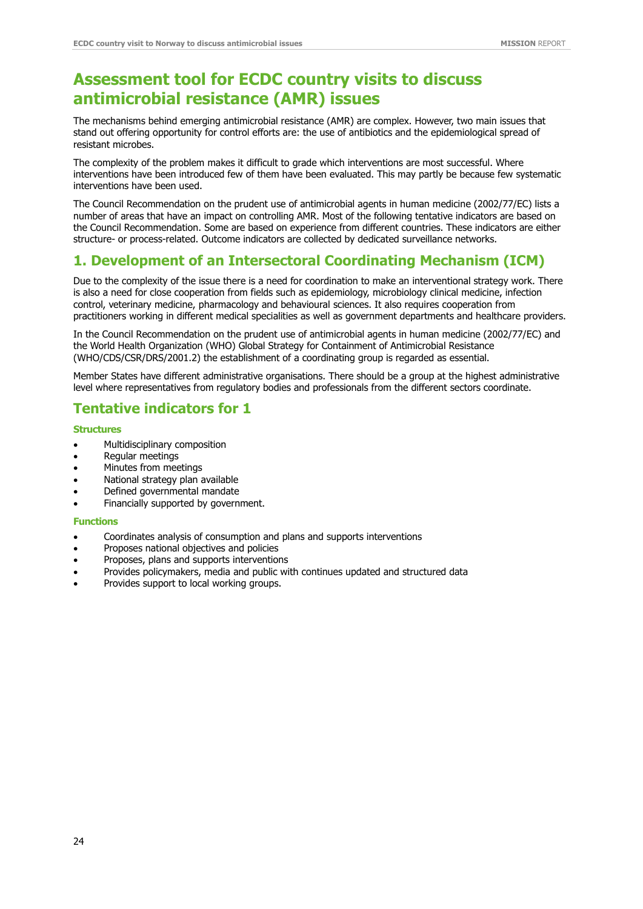# Assessment tool for ECDC country visits to discuss antimicrobial resistance (AMR) issues

The mechanisms behind emerging antimicrobial resistance (AMR) are complex. However, two main issues that stand out offering opportunity for control efforts are: the use of antibiotics and the epidemiological spread of resistant microbes.

The complexity of the problem makes it difficult to grade which interventions are most successful. Where interventions have been introduced few of them have been evaluated. This may partly be because few systematic interventions have been used.

The Council Recommendation on the prudent use of antimicrobial agents in human medicine (2002/77/EC) lists a number of areas that have an impact on controlling AMR. Most of the following tentative indicators are based on the Council Recommendation. Some are based on experience from different countries. These indicators are either structure- or process-related. Outcome indicators are collected by dedicated surveillance networks.

## 1. Development of an Intersectoral Coordinating Mechanism (ICM)

Due to the complexity of the issue there is a need for coordination to make an interventional strategy work. There is also a need for close cooperation from fields such as epidemiology, microbiology clinical medicine, infection control, veterinary medicine, pharmacology and behavioural sciences. It also requires cooperation from practitioners working in different medical specialities as well as government departments and healthcare providers.

In the Council Recommendation on the prudent use of antimicrobial agents in human medicine (2002/77/EC) and the World Health Organization (WHO) Global Strategy for Containment of Antimicrobial Resistance (WHO/CDS/CSR/DRS/2001.2) the establishment of a coordinating group is regarded as essential.

Member States have different administrative organisations. There should be a group at the highest administrative level where representatives from regulatory bodies and professionals from the different sectors coordinate.

## Tentative indicators for 1

#### Structures

- Multidisciplinary composition
- Regular meetings
- Minutes from meetings
- National strategy plan available
- Defined governmental mandate
- Financially supported by government.

#### Functions

- Coordinates analysis of consumption and plans and supports interventions
- Proposes national objectives and policies
- Proposes, plans and supports interventions
- Provides policymakers, media and public with continues updated and structured data
- Provides support to local working groups.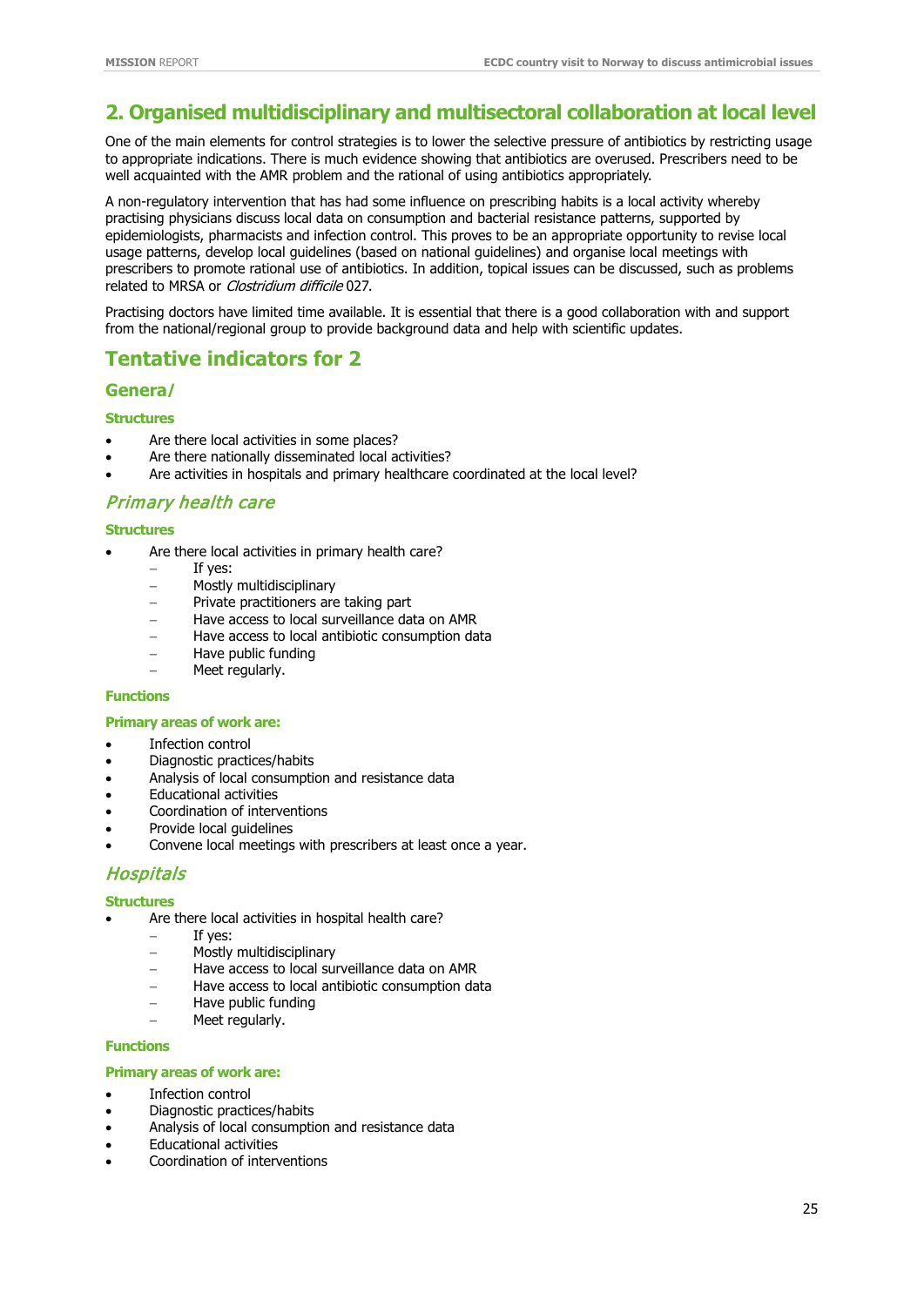## 2. Organised multidisciplinary and multisectoral collaboration at local level

One of the main elements for control strategies is to lower the selective pressure of antibiotics by restricting usage to appropriate indications. There is much evidence showing that antibiotics are overused. Prescribers need to be well acquainted with the AMR problem and the rational of using antibiotics appropriately.

A non-regulatory intervention that has had some influence on prescribing habits is a local activity whereby practising physicians discuss local data on consumption and bacterial resistance patterns, supported by epidemiologists, pharmacists and infection control. This proves to be an appropriate opportunity to revise local usage patterns, develop local guidelines (based on national guidelines) and organise local meetings with prescribers to promote rational use of antibiotics. In addition, topical issues can be discussed, such as problems related to MRSA or *Clostridium difficile* 027.

Practising doctors have limited time available. It is essential that there is a good collaboration with and support from the national/regional group to provide background data and help with scientific updates.

## Tentative indicators for 2

### Genera/

**Structures**

- Are there local activities in some places?
- Are there nationally disseminated local activities?
- Are activities in hospitals and primary healthcare coordinated at the local level?

### *Primary health care*

**Structures**

- Are there local activities in primary health care?
  - If yes:
  - Mostly multidisciplinary
  - Private practitioners are taking part
  - Have access to local surveillance data on AMR
  - Have access to local antibiotic consumption data
  - Have public funding
  - Meet regularly.

**Functions**

**Primary areas of work are:**

- Infection control
- Diagnostic practices/habits
- Analysis of local consumption and resistance data
- Educational activities
- Coordination of interventions
- Provide local guidelines
- Convene local meetings with prescribers at least once a year.

### *Hospitals*

**Structures**

- Are there local activities in hospital health care?
  - If yes:
  - Mostly multidisciplinary
  - Have access to local surveillance data on AMR
  - Have access to local antibiotic consumption data
  - Have public funding
  - Meet regularly.

**Functions**

**Primary areas of work are:**

- Infection control
- Diagnostic practices/habits
- Analysis of local consumption and resistance data
- Educational activities
- Coordination of interventions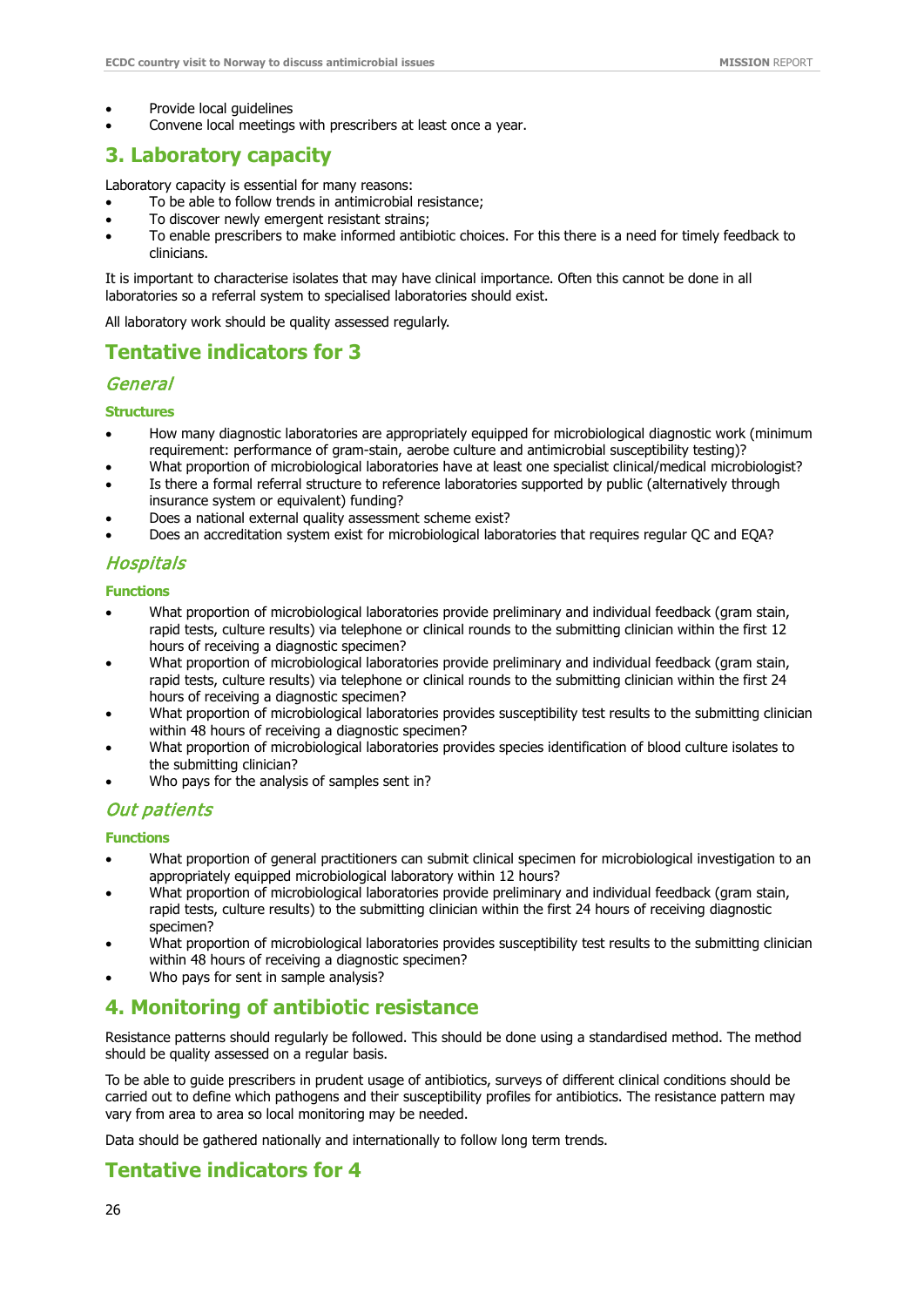- Provide local guidelines
- Convene local meetings with prescribers at least once a year.

## 3. Laboratory capacity

Laboratory capacity is essential for many reasons:

- To be able to follow trends in antimicrobial resistance;
- To discover newly emergent resistant strains;
- To enable prescribers to make informed antibiotic choices. For this there is a need for timely feedback to clinicians.

It is important to characterise isolates that may have clinical importance. Often this cannot be done in all laboratories so a referral system to specialised laboratories should exist.

All laboratory work should be quality assessed regularly.

## Tentative indicators for 3

### *General*

#### Structures

- How many diagnostic laboratories are appropriately equipped for microbiological diagnostic work (minimum requirement: performance of gram-stain, aerobe culture and antimicrobial susceptibility testing)?
- What proportion of microbiological laboratories have at least one specialist clinical/medical microbiologist?
- Is there a formal referral structure to reference laboratories supported by public (alternatively through insurance system or equivalent) funding?
- Does a national external quality assessment scheme exist?
- Does an accreditation system exist for microbiological laboratories that requires regular QC and EQA?

### *Hospitals*

#### Functions

- What proportion of microbiological laboratories provide preliminary and individual feedback (gram stain, rapid tests, culture results) via telephone or clinical rounds to the submitting clinician within the first 12 hours of receiving a diagnostic specimen?
- What proportion of microbiological laboratories provide preliminary and individual feedback (gram stain, rapid tests, culture results) via telephone or clinical rounds to the submitting clinician within the first 24 hours of receiving a diagnostic specimen?
- What proportion of microbiological laboratories provides susceptibility test results to the submitting clinician within 48 hours of receiving a diagnostic specimen?
- What proportion of microbiological laboratories provides species identification of blood culture isolates to the submitting clinician?
- Who pays for the analysis of samples sent in?

### *Out patients*

#### Functions

- What proportion of general practitioners can submit clinical specimen for microbiological investigation to an appropriately equipped microbiological laboratory within 12 hours?
- What proportion of microbiological laboratories provide preliminary and individual feedback (gram stain, rapid tests, culture results) to the submitting clinician within the first 24 hours of receiving diagnostic specimen?
- What proportion of microbiological laboratories provides susceptibility test results to the submitting clinician within 48 hours of receiving a diagnostic specimen?
- Who pays for sent in sample analysis?

## 4. Monitoring of antibiotic resistance

Resistance patterns should regularly be followed. This should be done using a standardised method. The method should be quality assessed on a regular basis.

To be able to guide prescribers in prudent usage of antibiotics, surveys of different clinical conditions should be carried out to define which pathogens and their susceptibility profiles for antibiotics. The resistance pattern may vary from area to area so local monitoring may be needed.

Data should be gathered nationally and internationally to follow long term trends.

## Tentative indicators for 4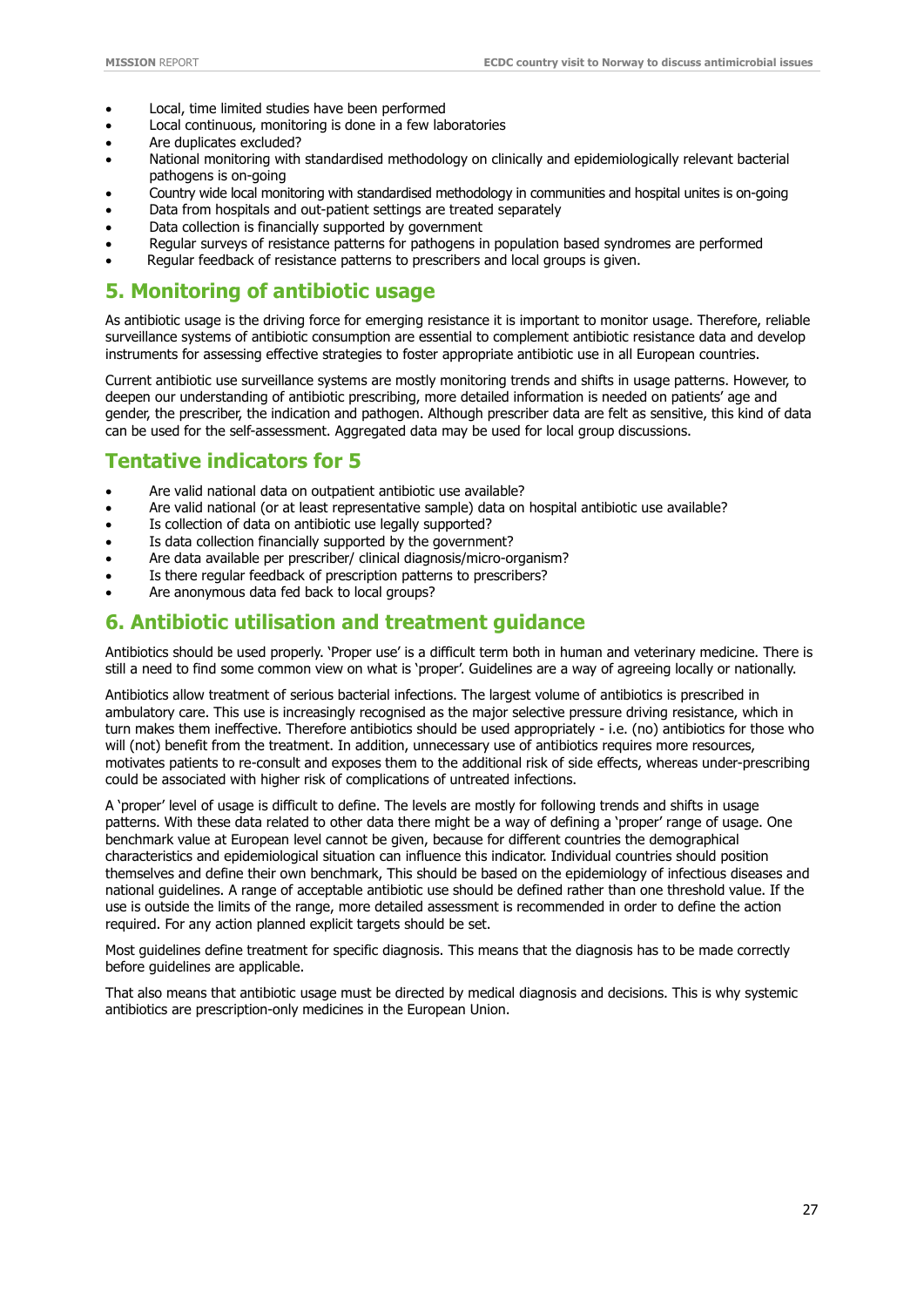- Local, time limited studies have been performed
- Local continuous, monitoring is done in a few laboratories
- Are duplicates excluded?
- National monitoring with standardised methodology on clinically and epidemiologically relevant bacterial pathogens is on-going
- Country wide local monitoring with standardised methodology in communities and hospital unites is on-going
- Data from hospitals and out-patient settings are treated separately
- Data collection is financially supported by government
- Regular surveys of resistance patterns for pathogens in population based syndromes are performed
- Regular feedback of resistance patterns to prescribers and local groups is given.

## 5. Monitoring of antibiotic usage

As antibiotic usage is the driving force for emerging resistance it is important to monitor usage. Therefore, reliable surveillance systems of antibiotic consumption are essential to complement antibiotic resistance data and develop instruments for assessing effective strategies to foster appropriate antibiotic use in all European countries.

Current antibiotic use surveillance systems are mostly monitoring trends and shifts in usage patterns. However, to deepen our understanding of antibiotic prescribing, more detailed information is needed on patients' age and gender, the prescriber, the indication and pathogen. Although prescriber data are felt as sensitive, this kind of data can be used for the self-assessment. Aggregated data may be used for local group discussions.

## Tentative indicators for 5

- Are valid national data on outpatient antibiotic use available?
- Are valid national (or at least representative sample) data on hospital antibiotic use available?
- Is collection of data on antibiotic use legally supported?
- Is data collection financially supported by the government?
- Are data available per prescriber/ clinical diagnosis/micro-organism?
- Is there regular feedback of prescription patterns to prescribers?
- Are anonymous data fed back to local groups?

## 6. Antibiotic utilisation and treatment guidance

Antibiotics should be used properly. 'Proper use' is a difficult term both in human and veterinary medicine. There is still a need to find some common view on what is 'proper'. Guidelines are a way of agreeing locally or nationally.

Antibiotics allow treatment of serious bacterial infections. The largest volume of antibiotics is prescribed in ambulatory care. This use is increasingly recognised as the major selective pressure driving resistance, which in turn makes them ineffective. Therefore antibiotics should be used appropriately - i.e. (no) antibiotics for those who will (not) benefit from the treatment. In addition, unnecessary use of antibiotics requires more resources, motivates patients to re-consult and exposes them to the additional risk of side effects, whereas under-prescribing could be associated with higher risk of complications of untreated infections.

A 'proper' level of usage is difficult to define. The levels are mostly for following trends and shifts in usage patterns. With these data related to other data there might be a way of defining a 'proper' range of usage. One benchmark value at European level cannot be given, because for different countries the demographical characteristics and epidemiological situation can influence this indicator. Individual countries should position themselves and define their own benchmark, This should be based on the epidemiology of infectious diseases and national guidelines. A range of acceptable antibiotic use should be defined rather than one threshold value. If the use is outside the limits of the range, more detailed assessment is recommended in order to define the action required. For any action planned explicit targets should be set.

Most guidelines define treatment for specific diagnosis. This means that the diagnosis has to be made correctly before guidelines are applicable.

That also means that antibiotic usage must be directed by medical diagnosis and decisions. This is why systemic antibiotics are prescription-only medicines in the European Union.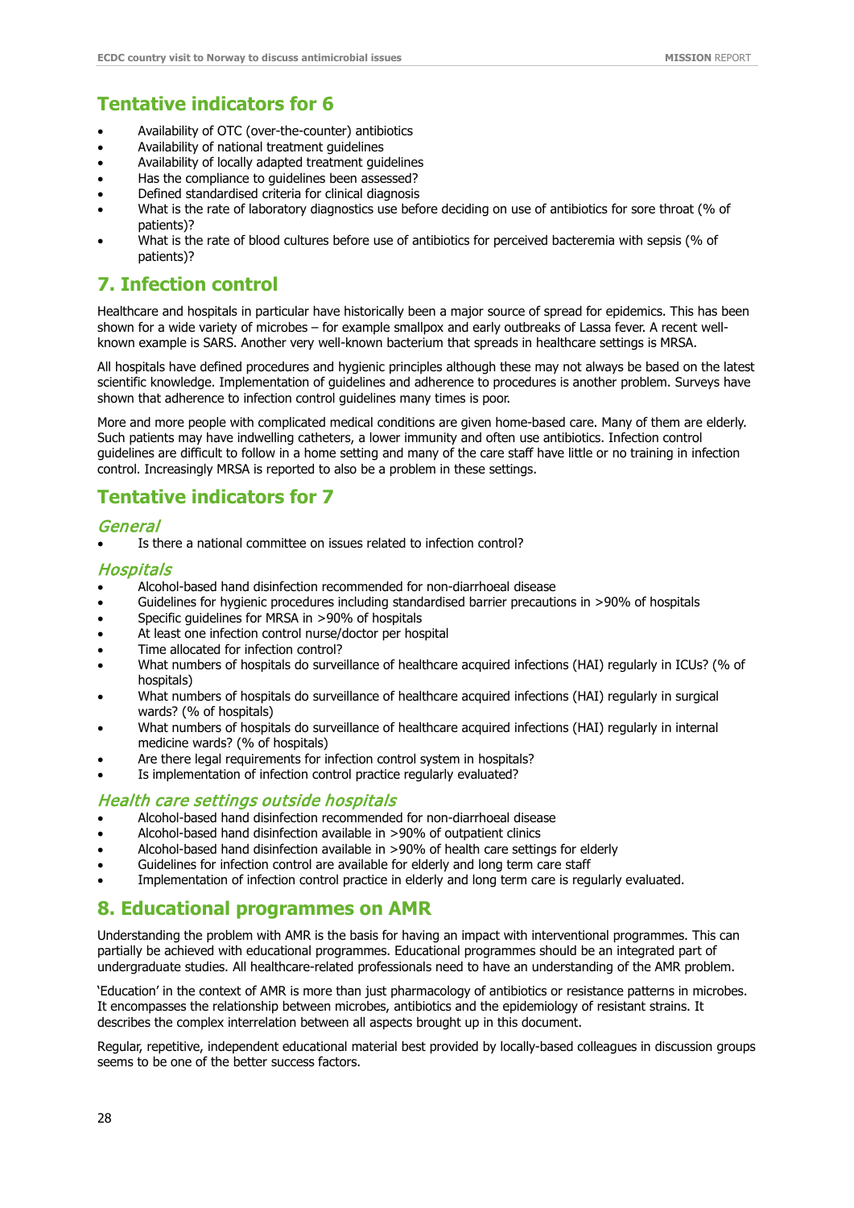## Tentative indicators for 6

- Availability of OTC (over-the-counter) antibiotics
- Availability of national treatment guidelines
- Availability of locally adapted treatment guidelines
- Has the compliance to guidelines been assessed?
- Defined standardised criteria for clinical diagnosis
- What is the rate of laboratory diagnostics use before deciding on use of antibiotics for sore throat (% of patients)?
- What is the rate of blood cultures before use of antibiotics for perceived bacteremia with sepsis (% of patients)?

## 7. Infection control

Healthcare and hospitals in particular have historically been a major source of spread for epidemics. This has been shown for a wide variety of microbes – for example smallpox and early outbreaks of Lassa fever. A recent well-known example is SARS. Another very well-known bacterium that spreads in healthcare settings is MRSA.

All hospitals have defined procedures and hygienic principles although these may not always be based on the latest scientific knowledge. Implementation of guidelines and adherence to procedures is another problem. Surveys have shown that adherence to infection control guidelines many times is poor.

More and more people with complicated medical conditions are given home-based care. Many of them are elderly. Such patients may have indwelling catheters, a lower immunity and often use antibiotics. Infection control guidelines are difficult to follow in a home setting and many of the care staff have little or no training in infection control. Increasingly MRSA is reported to also be a problem in these settings.

## Tentative indicators for 7

### *General*

- Is there a national committee on issues related to infection control?

### *Hospitals*

- Alcohol-based hand disinfection recommended for non-diarrhoeal disease
- Guidelines for hygienic procedures including standardised barrier precautions in >90% of hospitals
- Specific guidelines for MRSA in >90% of hospitals
- At least one infection control nurse/doctor per hospital
- Time allocated for infection control?
- What numbers of hospitals do surveillance of healthcare acquired infections (HAI) regularly in ICUs? (% of hospitals)
- What numbers of hospitals do surveillance of healthcare acquired infections (HAI) regularly in surgical wards? (% of hospitals)
- What numbers of hospitals do surveillance of healthcare acquired infections (HAI) regularly in internal medicine wards? (% of hospitals)
- Are there legal requirements for infection control system in hospitals?
- Is implementation of infection control practice regularly evaluated?

### *Health care settings outside hospitals*

- Alcohol-based hand disinfection recommended for non-diarrhoeal disease
- Alcohol-based hand disinfection available in >90% of outpatient clinics
- Alcohol-based hand disinfection available in >90% of health care settings for elderly
- Guidelines for infection control are available for elderly and long term care staff
- Implementation of infection control practice in elderly and long term care is regularly evaluated.

## 8. Educational programmes on AMR

Understanding the problem with AMR is the basis for having an impact with interventional programmes. This can partially be achieved with educational programmes. Educational programmes should be an integrated part of undergraduate studies. All healthcare-related professionals need to have an understanding of the AMR problem.

'Education' in the context of AMR is more than just pharmacology of antibiotics or resistance patterns in microbes. It encompasses the relationship between microbes, antibiotics and the epidemiology of resistant strains. It describes the complex interrelation between all aspects brought up in this document.

Regular, repetitive, independent educational material best provided by locally-based colleagues in discussion groups seems to be one of the better success factors.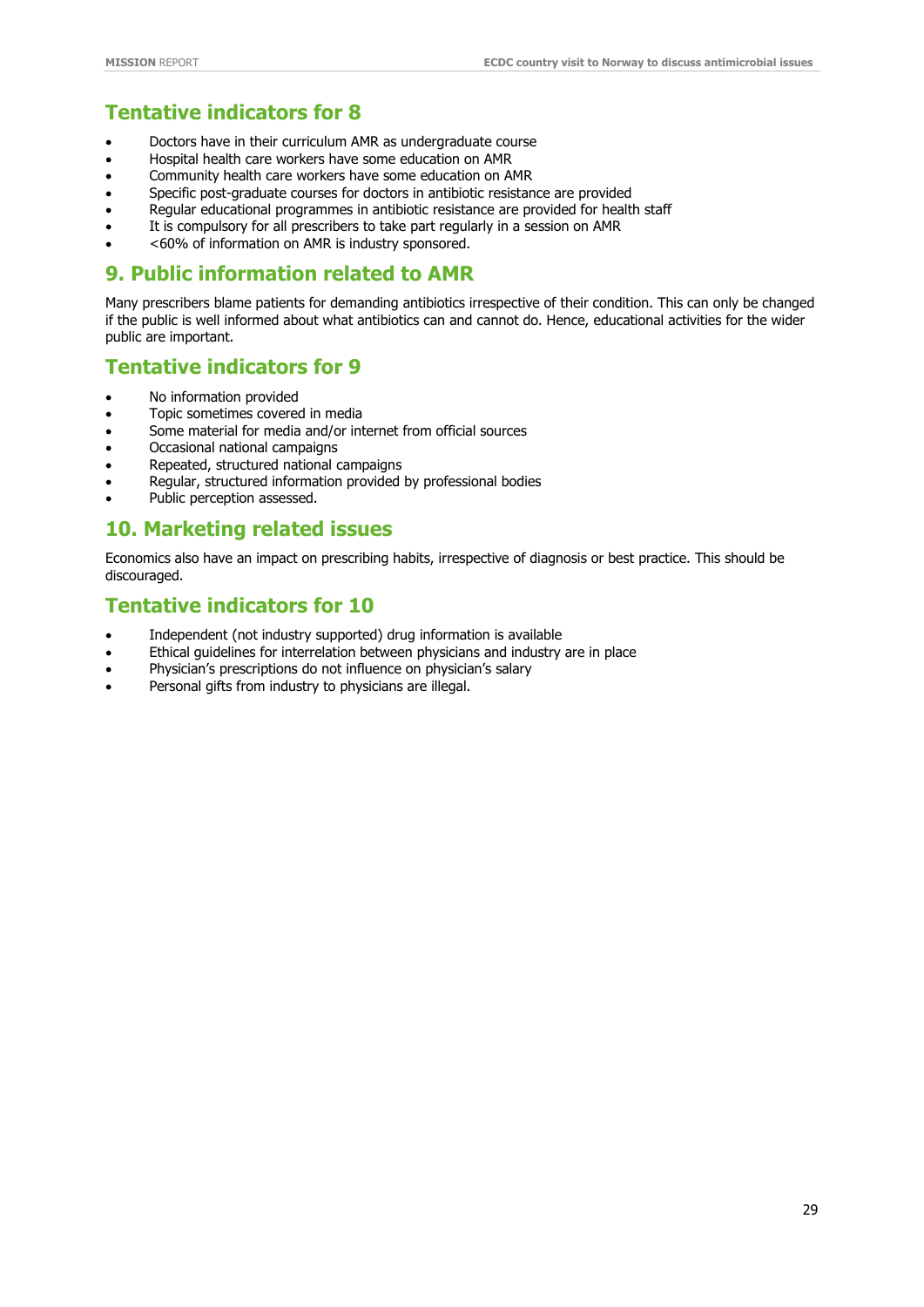## Tentative indicators for 8

- Doctors have in their curriculum AMR as undergraduate course
- Hospital health care workers have some education on AMR
- Community health care workers have some education on AMR
- Specific post-graduate courses for doctors in antibiotic resistance are provided
- Regular educational programmes in antibiotic resistance are provided for health staff
- It is compulsory for all prescribers to take part regularly in a session on AMR
- <60% of information on AMR is industry sponsored.

## 9. Public information related to AMR

Many prescribers blame patients for demanding antibiotics irrespective of their condition. This can only be changed if the public is well informed about what antibiotics can and cannot do. Hence, educational activities for the wider public are important.

## Tentative indicators for 9

- No information provided
- Topic sometimes covered in media
- Some material for media and/or internet from official sources
- Occasional national campaigns
- Repeated, structured national campaigns
- Regular, structured information provided by professional bodies
- Public perception assessed.

## 10. Marketing related issues

Economics also have an impact on prescribing habits, irrespective of diagnosis or best practice. This should be discouraged.

## Tentative indicators for 10

- Independent (not industry supported) drug information is available
- Ethical guidelines for interrelation between physicians and industry are in place
- Physician's prescriptions do not influence on physician's salary
- Personal gifts from industry to physicians are illegal.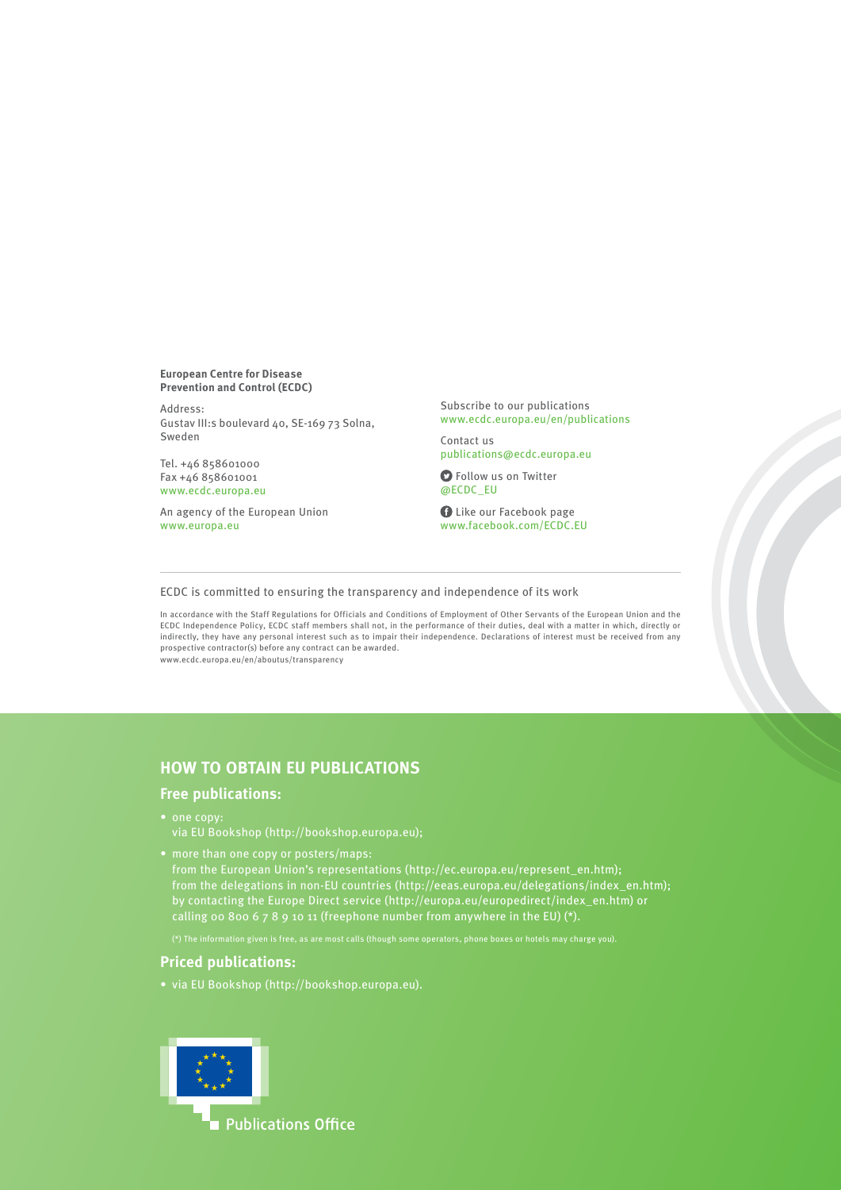**European Centre for Disease Prevention and Control (ECDC)**

Address:
Gustav III:s boulevard 40, SE-169 73 Solna, Sweden

Tel. +46 858601000
Fax +46 858601001
www.ecdc.europa.eu

An agency of the European Union
www.europa.eu

Subscribe to our publications
www.ecdc.europa.eu/en/publications

Contact us
publications@ecdc.europa.eu

Follow us on Twitter
@ECDC_EU

Like our Facebook page
www.facebook.com/ECDC.EU

---

ECDC is committed to ensuring the transparency and independence of its work

In accordance with the Staff Regulations for Officials and Conditions of Employment of Other Servants of the European Union and the ECDC Independence Policy, ECDC staff members shall not, in the performance of their duties, deal with a matter in which, directly or indirectly, they have any personal interest such as to impair their independence. Declarations of interest must be received from any prospective contractor(s) before any contract can be awarded.
www.ecdc.europa.eu/en/aboutus/transparency

## HOW TO OBTAIN EU PUBLICATIONS

### Free publications:

- one copy:
  via EU Bookshop (http://bookshop.europa.eu);
- more than one copy or posters/maps:
  from the European Union's representations (http://ec.europa.eu/represent_en.htm);
  from the delegations in non-EU countries (http://eeas.europa.eu/delegations/index_en.htm);
  by contacting the Europe Direct service (http://europa.eu/europedirect/index_en.htm) or calling 00 800 6 7 8 9 10 11 (freephone number from anywhere in the EU) (*).

(*) The information given is free, as are most calls (though some operators, phone boxes or hotels may charge you).

### Priced publications:

- via EU Bookshop (http://bookshop.europa.eu).

Publications Office